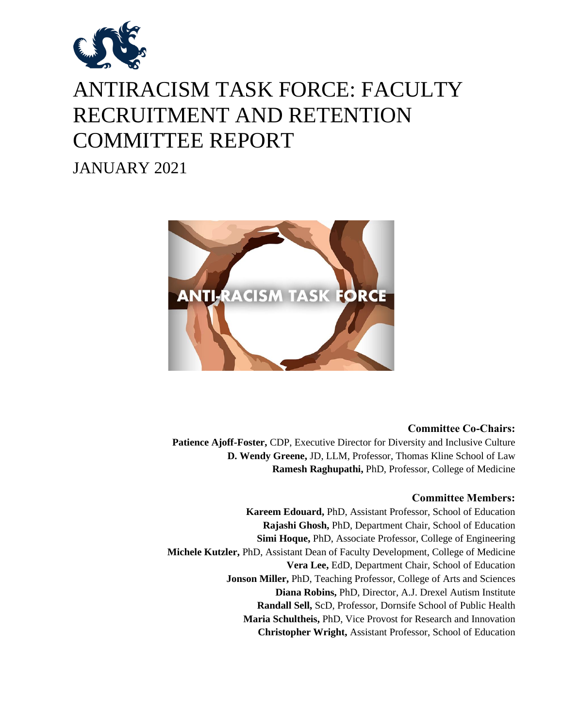# ANTIRACISM TASK FORCE: FACULTY RECRUITMENT AND RETENTION COMMITTEE REPORT

JANUARY 2021

**Committee Co-Chairs:**

**Patience Ajoff-Foster,** CDP, Executive Director for Diversity and Inclusive Culture
**D. Wendy Greene,** JD, LLM, Professor, Thomas Kline School of Law
**Ramesh Raghupathi,** PhD, Professor, College of Medicine

**Committee Members:**

**Kareem Edouard,** PhD, Assistant Professor, School of Education
**Rajashi Ghosh,** PhD, Department Chair, School of Education
**Simi Hoque,** PhD, Associate Professor, College of Engineering
**Michele Kutzler,** PhD, Assistant Dean of Faculty Development, College of Medicine
**Vera Lee,** EdD, Department Chair, School of Education
**Jonson Miller,** PhD, Teaching Professor, College of Arts and Sciences
**Diana Robins,** PhD, Director, A.J. Drexel Autism Institute
**Randall Sell,** ScD, Professor, Dornsife School of Public Health
**Maria Schultheis,** PhD, Vice Provost for Research and Innovation
**Christopher Wright,** Assistant Professor, School of Education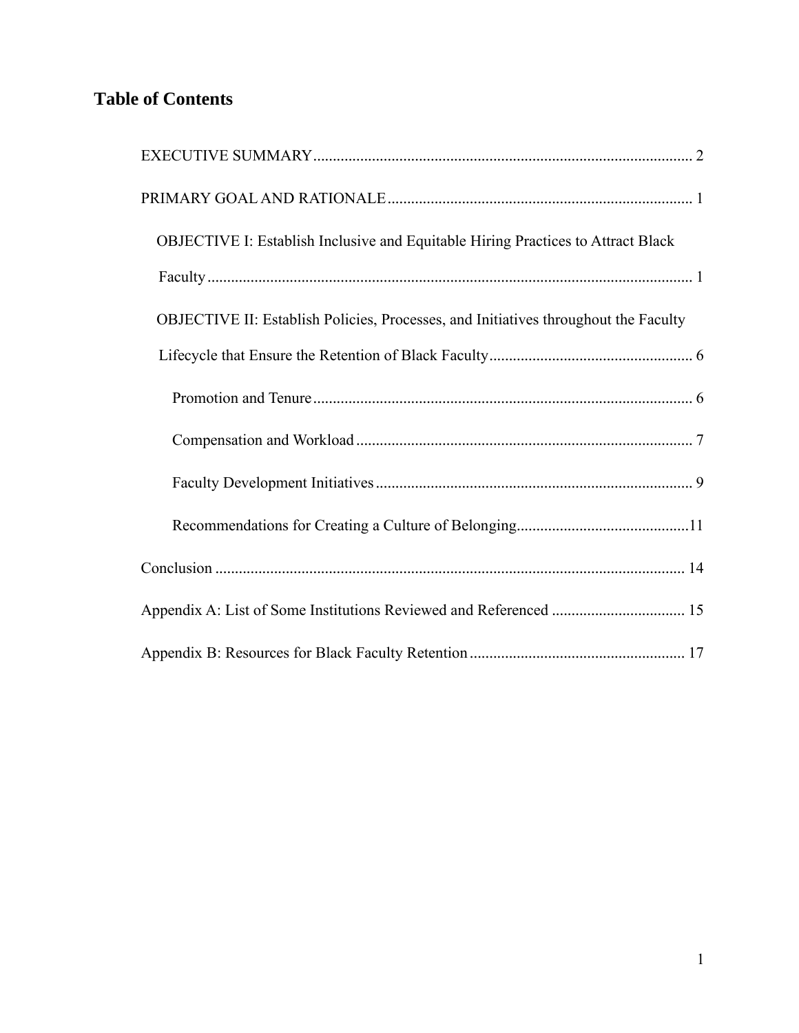## Table of Contents

- EXECUTIVE SUMMARY ..... 2
- PRIMARY GOAL AND RATIONALE ..... 1
  - OBJECTIVE I: Establish Inclusive and Equitable Hiring Practices to Attract Black Faculty ..... 1
  - OBJECTIVE II: Establish Policies, Processes, and Initiatives throughout the Faculty Lifecycle that Ensure the Retention of Black Faculty ..... 6
    - Promotion and Tenure ..... 6
    - Compensation and Workload ..... 7
    - Faculty Development Initiatives ..... 9
    - Recommendations for Creating a Culture of Belonging ..... 11
- Conclusion ..... 14
- Appendix A: List of Some Institutions Reviewed and Referenced ..... 15
- Appendix B: Resources for Black Faculty Retention ..... 17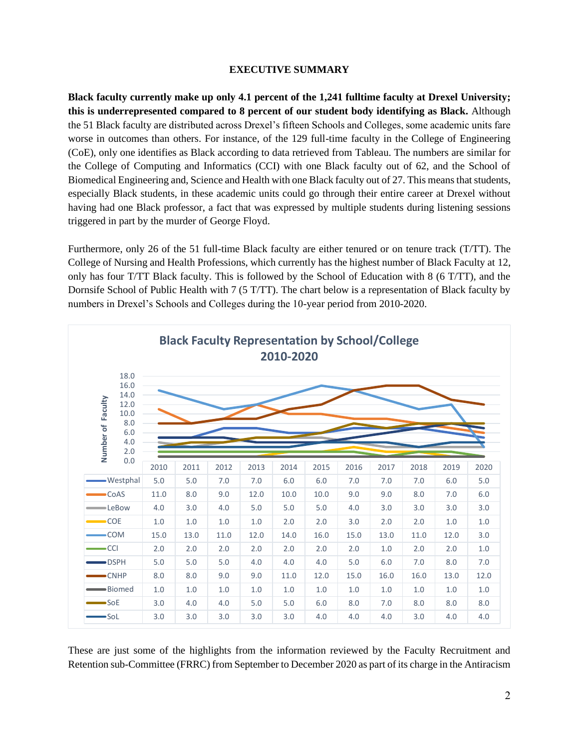**EXECUTIVE SUMMARY**

**Black faculty currently make up only 4.1 percent of the 1,241 fulltime faculty at Drexel University; this is underrepresented compared to 8 percent of our student body identifying as Black.** Although the 51 Black faculty are distributed across Drexel's fifteen Schools and Colleges, some academic units fare worse in outcomes than others. For instance, of the 129 full-time faculty in the College of Engineering (CoE), only one identifies as Black according to data retrieved from Tableau. The numbers are similar for the College of Computing and Informatics (CCI) with one Black faculty out of 62, and the School of Biomedical Engineering and, Science and Health with one Black faculty out of 27. This means that students, especially Black students, in these academic units could go through their entire career at Drexel without having had one Black professor, a fact that was expressed by multiple students during listening sessions triggered in part by the murder of George Floyd.

Furthermore, only 26 of the 51 full-time Black faculty are either tenured or on tenure track (T/TT). The College of Nursing and Health Professions, which currently has the highest number of Black Faculty at 12, only has four T/TT Black faculty. This is followed by the School of Education with 8 (6 T/TT), and the Dornsife School of Public Health with 7 (5 T/TT). The chart below is a representation of Black faculty by numbers in Drexel's Schools and Colleges during the 10-year period from 2010-2020.

**Black Faculty Representation by School/College 2010-2020**

| | 2010 | 2011 | 2012 | 2013 | 2014 | 2015 | 2016 | 2017 | 2018 | 2019 | 2020 |
|---|---|---|---|---|---|---|---|---|---|---|---|
| Westphal | 5.0 | 5.0 | 7.0 | 7.0 | 6.0 | 6.0 | 7.0 | 7.0 | 7.0 | 6.0 | 5.0 |
| CoAS | 11.0 | 8.0 | 9.0 | 12.0 | 10.0 | 10.0 | 9.0 | 9.0 | 8.0 | 7.0 | 6.0 |
| LeBow | 4.0 | 3.0 | 4.0 | 5.0 | 5.0 | 5.0 | 4.0 | 3.0 | 3.0 | 3.0 | 3.0 |
| COE | 1.0 | 1.0 | 1.0 | 1.0 | 2.0 | 2.0 | 3.0 | 2.0 | 2.0 | 1.0 | 1.0 |
| COM | 15.0 | 13.0 | 11.0 | 12.0 | 14.0 | 16.0 | 15.0 | 13.0 | 11.0 | 12.0 | 3.0 |
| CCI | 2.0 | 2.0 | 2.0 | 2.0 | 2.0 | 2.0 | 2.0 | 1.0 | 2.0 | 2.0 | 1.0 |
| DSPH | 5.0 | 5.0 | 5.0 | 4.0 | 4.0 | 4.0 | 5.0 | 6.0 | 7.0 | 8.0 | 7.0 |
| CNHP | 8.0 | 8.0 | 9.0 | 9.0 | 11.0 | 12.0 | 15.0 | 16.0 | 16.0 | 13.0 | 12.0 |
| Biomed | 1.0 | 1.0 | 1.0 | 1.0 | 1.0 | 1.0 | 1.0 | 1.0 | 1.0 | 1.0 | 1.0 |
| SoE | 3.0 | 4.0 | 4.0 | 5.0 | 5.0 | 6.0 | 8.0 | 7.0 | 8.0 | 8.0 | 8.0 |
| SoL | 3.0 | 3.0 | 3.0 | 3.0 | 3.0 | 4.0 | 4.0 | 4.0 | 3.0 | 4.0 | 4.0 |

These are just some of the highlights from the information reviewed by the Faculty Recruitment and Retention sub-Committee (FRRC) from September to December 2020 as part of its charge in the Antiracism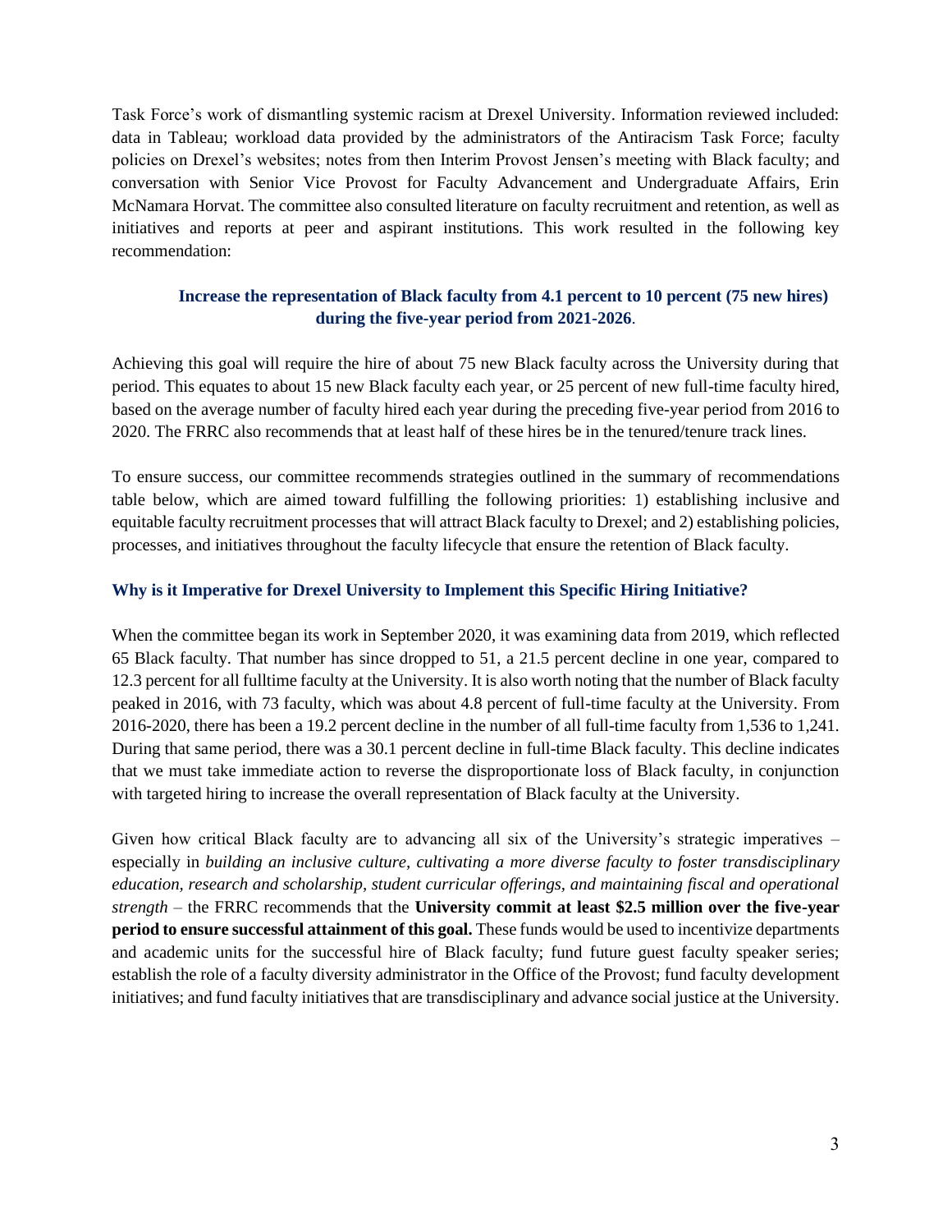Task Force's work of dismantling systemic racism at Drexel University. Information reviewed included: data in Tableau; workload data provided by the administrators of the Antiracism Task Force; faculty policies on Drexel's websites; notes from then Interim Provost Jensen's meeting with Black faculty; and conversation with Senior Vice Provost for Faculty Advancement and Undergraduate Affairs, Erin McNamara Horvat. The committee also consulted literature on faculty recruitment and retention, as well as initiatives and reports at peer and aspirant institutions. This work resulted in the following key recommendation:

**Increase the representation of Black faculty from 4.1 percent to 10 percent (75 new hires) during the five-year period from 2021-2026.**

Achieving this goal will require the hire of about 75 new Black faculty across the University during that period. This equates to about 15 new Black faculty each year, or 25 percent of new full-time faculty hired, based on the average number of faculty hired each year during the preceding five-year period from 2016 to 2020. The FRRC also recommends that at least half of these hires be in the tenured/tenure track lines.

To ensure success, our committee recommends strategies outlined in the summary of recommendations table below, which are aimed toward fulfilling the following priorities: 1) establishing inclusive and equitable faculty recruitment processes that will attract Black faculty to Drexel; and 2) establishing policies, processes, and initiatives throughout the faculty lifecycle that ensure the retention of Black faculty.

### Why is it Imperative for Drexel University to Implement this Specific Hiring Initiative?

When the committee began its work in September 2020, it was examining data from 2019, which reflected 65 Black faculty. That number has since dropped to 51, a 21.5 percent decline in one year, compared to 12.3 percent for all fulltime faculty at the University. It is also worth noting that the number of Black faculty peaked in 2016, with 73 faculty, which was about 4.8 percent of full-time faculty at the University. From 2016-2020, there has been a 19.2 percent decline in the number of all full-time faculty from 1,536 to 1,241. During that same period, there was a 30.1 percent decline in full-time Black faculty. This decline indicates that we must take immediate action to reverse the disproportionate loss of Black faculty, in conjunction with targeted hiring to increase the overall representation of Black faculty at the University.

Given how critical Black faculty are to advancing all six of the University's strategic imperatives – especially in *building an inclusive culture, cultivating a more diverse faculty to foster transdisciplinary education, research and scholarship, student curricular offerings, and maintaining fiscal and operational strength* – the FRRC recommends that the **University commit at least $2.5 million over the five-year period to ensure successful attainment of this goal.** These funds would be used to incentivize departments and academic units for the successful hire of Black faculty; fund future guest faculty speaker series; establish the role of a faculty diversity administrator in the Office of the Provost; fund faculty development initiatives; and fund faculty initiatives that are transdisciplinary and advance social justice at the University.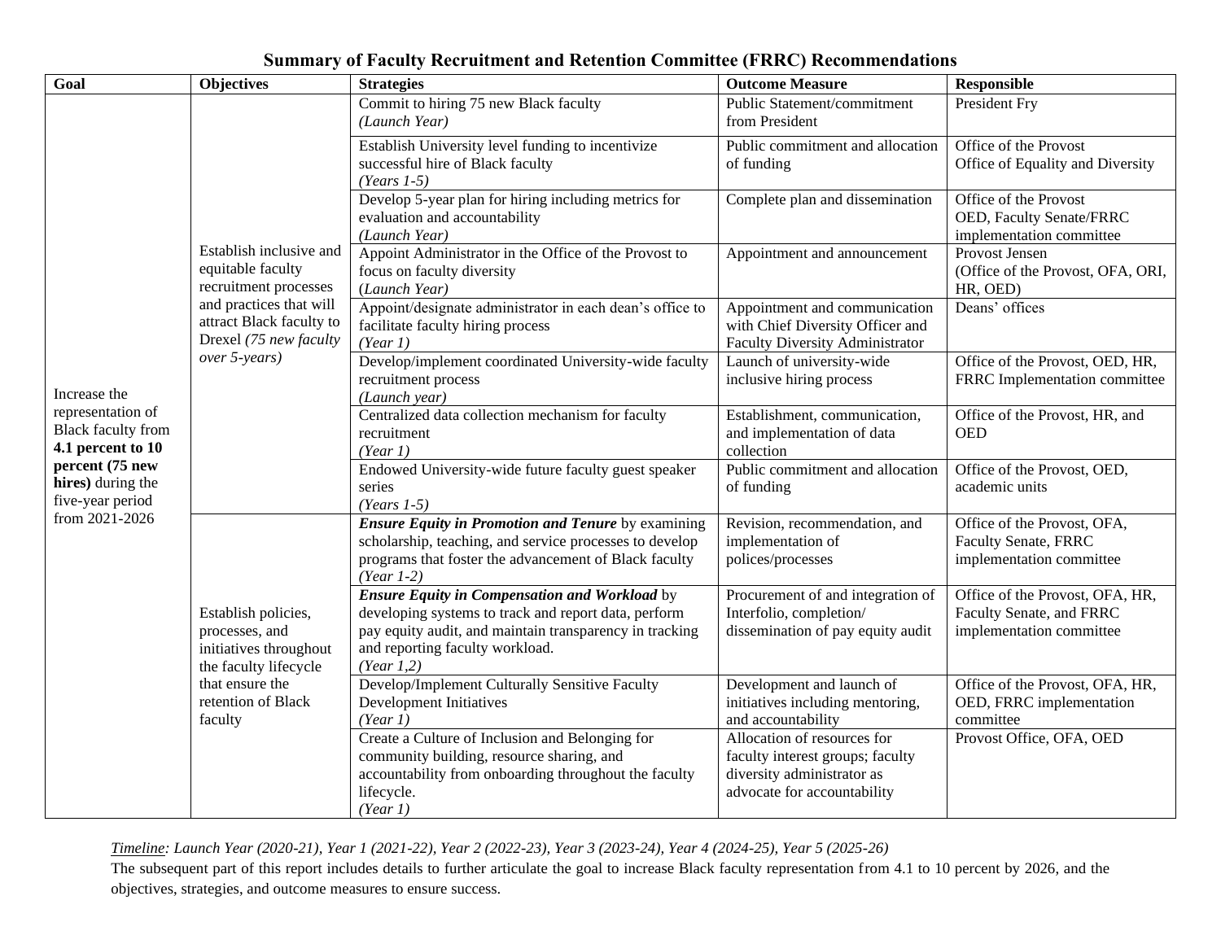# Summary of Faculty Recruitment and Retention Committee (FRRC) Recommendations

| Goal | Objectives | Strategies | Outcome Measure | Responsible |
|---|---|---|---|---|
| Increase the representation of Black faculty from **4.1 percent to 10 percent (75 new hires)** during the five-year period from 2021-2026 | Establish inclusive and equitable faculty recruitment processes and practices that will attract Black faculty to Drexel *(75 new faculty over 5-years)* | Commit to hiring 75 new Black faculty *(Launch Year)* | Public Statement/commitment from President | President Fry |
| | | Establish University level funding to incentivize successful hire of Black faculty *(Years 1-5)* | Public commitment and allocation of funding | Office of the Provost<br>Office of Equality and Diversity |
| | | Develop 5-year plan for hiring including metrics for evaluation and accountability *(Launch Year)* | Complete plan and dissemination | Office of the Provost<br>OED, Faculty Senate/FRRC implementation committee |
| | | Appoint Administrator in the Office of the Provost to focus on faculty diversity (*Launch Year)* | Appointment and announcement | Provost Jensen<br>(Office of the Provost, OFA, ORI, HR, OED) |
| | | Appoint/designate administrator in each dean's office to facilitate faculty hiring process *(Year 1)* | Appointment and communication with Chief Diversity Officer and Faculty Diversity Administrator | Deans' offices |
| | | Develop/implement coordinated University-wide faculty recruitment process *(Launch year)* | Launch of university-wide inclusive hiring process | Office of the Provost, OED, HR, FRRC Implementation committee |
| | | Centralized data collection mechanism for faculty recruitment *(Year 1)* | Establishment, communication, and implementation of data collection | Office of the Provost, HR, and OED |
| | | Endowed University-wide future faculty guest speaker series *(Years 1-5)* | Public commitment and allocation of funding | Office of the Provost, OED, academic units |
| | Establish policies, processes, and initiatives throughout the faculty lifecycle that ensure the retention of Black faculty | ***Ensure Equity in Promotion and Tenure*** by examining scholarship, teaching, and service processes to develop programs that foster the advancement of Black faculty *(Year 1-2)* | Revision, recommendation, and implementation of polices/processes | Office of the Provost, OFA, Faculty Senate, FRRC implementation committee |
| | | ***Ensure Equity in Compensation and Workload*** by developing systems to track and report data, perform pay equity audit, and maintain transparency in tracking and reporting faculty workload. *(Year 1,2)* | Procurement of and integration of Interfolio, completion/ dissemination of pay equity audit | Office of the Provost, OFA, HR, Faculty Senate, and FRRC implementation committee |
| | | Develop/Implement Culturally Sensitive Faculty Development Initiatives *(Year 1)* | Development and launch of initiatives including mentoring, and accountability | Office of the Provost, OFA, HR, OED, FRRC implementation committee |
| | | Create a Culture of Inclusion and Belonging for community building, resource sharing, and accountability from onboarding throughout the faculty lifecycle. *(Year 1)* | Allocation of resources for faculty interest groups; faculty diversity administrator as advocate for accountability | Provost Office, OFA, OED |

*Timeline: Launch Year (2020-21), Year 1 (2021-22), Year 2 (2022-23), Year 3 (2023-24), Year 4 (2024-25), Year 5 (2025-26)*

The subsequent part of this report includes details to further articulate the goal to increase Black faculty representation from 4.1 to 10 percent by 2026, and the objectives, strategies, and outcome measures to ensure success.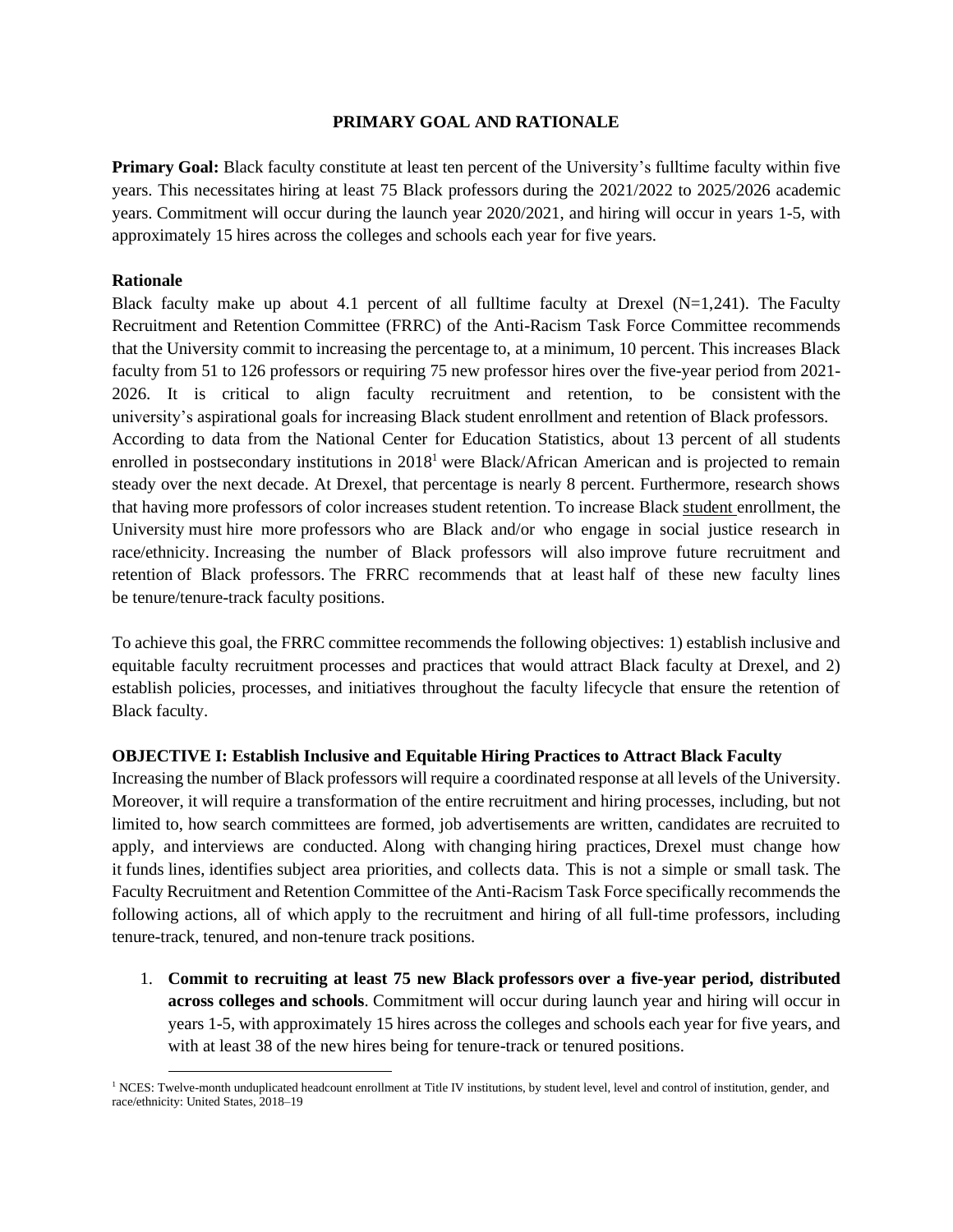## PRIMARY GOAL AND RATIONALE

**Primary Goal:** Black faculty constitute at least ten percent of the University's fulltime faculty within five years. This necessitates hiring at least 75 Black professors during the 2021/2022 to 2025/2026 academic years. Commitment will occur during the launch year 2020/2021, and hiring will occur in years 1-5, with approximately 15 hires across the colleges and schools each year for five years.

**Rationale**

Black faculty make up about 4.1 percent of all fulltime faculty at Drexel (N=1,241). The Faculty Recruitment and Retention Committee (FRRC) of the Anti-Racism Task Force Committee recommends that the University commit to increasing the percentage to, at a minimum, 10 percent. This increases Black faculty from 51 to 126 professors or requiring 75 new professor hires over the five-year period from 2021-2026. It is critical to align faculty recruitment and retention, to be consistent with the university's aspirational goals for increasing Black student enrollment and retention of Black professors.

According to data from the National Center for Education Statistics, about 13 percent of all students enrolled in postsecondary institutions in 2018[1] were Black/African American and is projected to remain steady over the next decade. At Drexel, that percentage is nearly 8 percent. Furthermore, research shows that having more professors of color increases student retention. To increase Black student enrollment, the University must hire more professors who are Black and/or who engage in social justice research in race/ethnicity. Increasing the number of Black professors will also improve future recruitment and retention of Black professors. The FRRC recommends that at least half of these new faculty lines be tenure/tenure-track faculty positions.

To achieve this goal, the FRRC committee recommends the following objectives: 1) establish inclusive and equitable faculty recruitment processes and practices that would attract Black faculty at Drexel, and 2) establish policies, processes, and initiatives throughout the faculty lifecycle that ensure the retention of Black faculty.

**OBJECTIVE I: Establish Inclusive and Equitable Hiring Practices to Attract Black Faculty**

Increasing the number of Black professors will require a coordinated response at all levels of the University. Moreover, it will require a transformation of the entire recruitment and hiring processes, including, but not limited to, how search committees are formed, job advertisements are written, candidates are recruited to apply, and interviews are conducted. Along with changing hiring practices, Drexel must change how it funds lines, identifies subject area priorities, and collects data. This is not a simple or small task. The Faculty Recruitment and Retention Committee of the Anti-Racism Task Force specifically recommends the following actions, all of which apply to the recruitment and hiring of all full-time professors, including tenure-track, tenured, and non-tenure track positions.

1. **Commit to recruiting at least 75 new Black professors over a five-year period, distributed across colleges and schools**. Commitment will occur during launch year and hiring will occur in years 1-5, with approximately 15 hires across the colleges and schools each year for five years, and with at least 38 of the new hires being for tenure-track or tenured positions.

[1] NCES: Twelve-month unduplicated headcount enrollment at Title IV institutions, by student level, level and control of institution, gender, and race/ethnicity: United States, 2018–19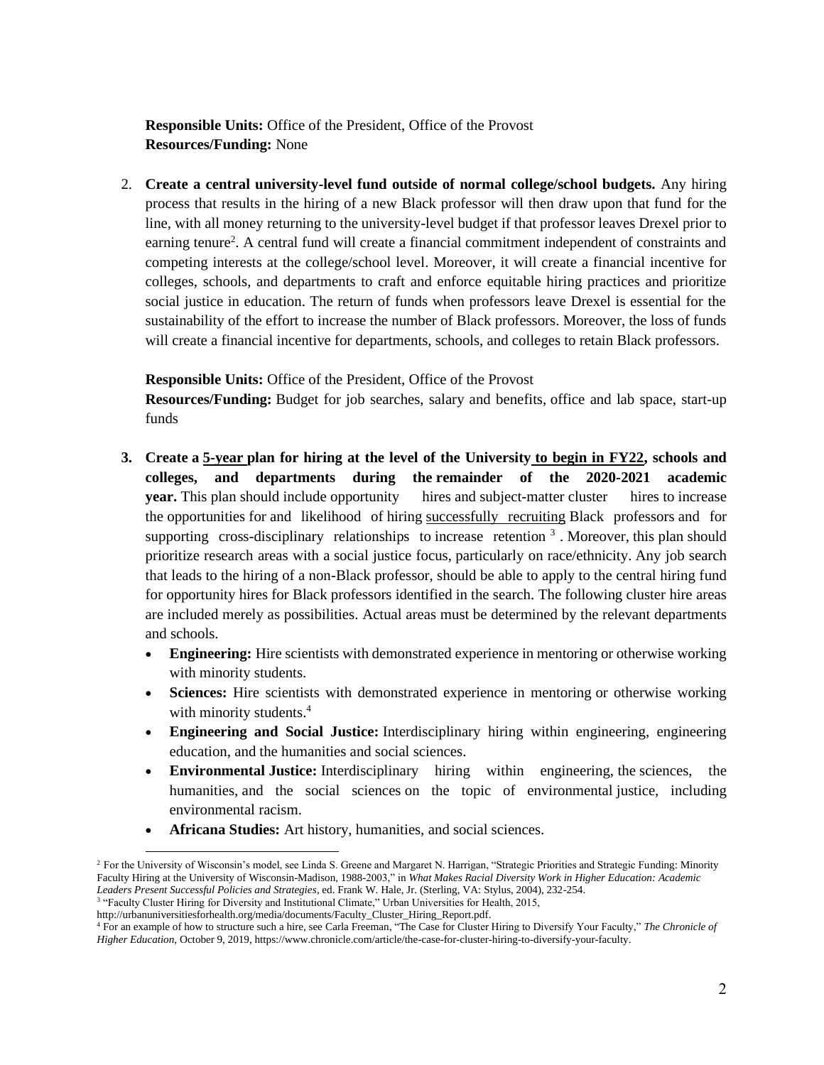**Responsible Units:** Office of the President, Office of the Provost
**Resources/Funding:** None

2. **Create a central university-level fund outside of normal college/school budgets.** Any hiring process that results in the hiring of a new Black professor will then draw upon that fund for the line, with all money returning to the university-level budget if that professor leaves Drexel prior to earning tenure[2]. A central fund will create a financial commitment independent of constraints and competing interests at the college/school level. Moreover, it will create a financial incentive for colleges, schools, and departments to craft and enforce equitable hiring practices and prioritize social justice in education. The return of funds when professors leave Drexel is essential for the sustainability of the effort to increase the number of Black professors. Moreover, the loss of funds will create a financial incentive for departments, schools, and colleges to retain Black professors.

   **Responsible Units:** Office of the President, Office of the Provost
   **Resources/Funding:** Budget for job searches, salary and benefits, office and lab space, start-up funds

3. **Create a 5-year plan for hiring at the level of the University to begin in FY22, schools and colleges, and departments during the remainder of the 2020-2021 academic year.** This plan should include opportunity hires and subject-matter cluster hires to increase the opportunities for and likelihood of hiring successfully recruiting Black professors and for supporting cross-disciplinary relationships to increase retention [3]. Moreover, this plan should prioritize research areas with a social justice focus, particularly on race/ethnicity. Any job search that leads to the hiring of a non-Black professor, should be able to apply to the central hiring fund for opportunity hires for Black professors identified in the search. The following cluster hire areas are included merely as possibilities. Actual areas must be determined by the relevant departments and schools.
   - **Engineering:** Hire scientists with demonstrated experience in mentoring or otherwise working with minority students.
   - **Sciences:** Hire scientists with demonstrated experience in mentoring or otherwise working with minority students.[4]
   - **Engineering and Social Justice:** Interdisciplinary hiring within engineering, engineering education, and the humanities and social sciences.
   - **Environmental Justice:** Interdisciplinary hiring within engineering, the sciences, the humanities, and the social sciences on the topic of environmental justice, including environmental racism.
   - **Africana Studies:** Art history, humanities, and social sciences.

---

[2] For the University of Wisconsin's model, see Linda S. Greene and Margaret N. Harrigan, "Strategic Priorities and Strategic Funding: Minority Faculty Hiring at the University of Wisconsin-Madison, 1988-2003," in *What Makes Racial Diversity Work in Higher Education: Academic Leaders Present Successful Policies and Strategies*, ed. Frank W. Hale, Jr. (Sterling, VA: Stylus, 2004), 232-254.

[3] "Faculty Cluster Hiring for Diversity and Institutional Climate," Urban Universities for Health, 2015, http://urbanuniversitiesforhealth.org/media/documents/Faculty_Cluster_Hiring_Report.pdf.

[4] For an example of how to structure such a hire, see Carla Freeman, "The Case for Cluster Hiring to Diversify Your Faculty," *The Chronicle of Higher Education*, October 9, 2019, https://www.chronicle.com/article/the-case-for-cluster-hiring-to-diversify-your-faculty.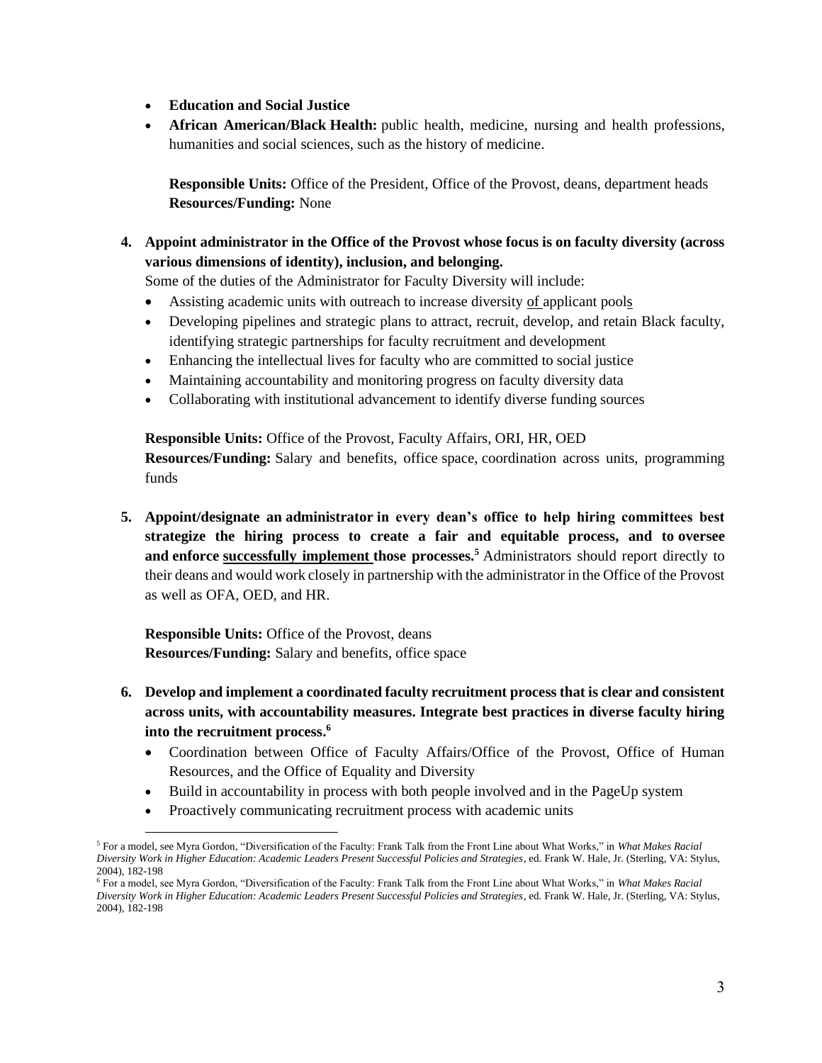- **Education and Social Justice**
- **African American/Black Health:** public health, medicine, nursing and health professions, humanities and social sciences, such as the history of medicine.

  **Responsible Units:** Office of the President, Office of the Provost, deans, department heads
  **Resources/Funding:** None

4. **Appoint administrator in the Office of the Provost whose focus is on faculty diversity (across various dimensions of identity), inclusion, and belonging.**
   Some of the duties of the Administrator for Faculty Diversity will include:
   - Assisting academic units with outreach to increase diversity of applicant pools
   - Developing pipelines and strategic plans to attract, recruit, develop, and retain Black faculty, identifying strategic partnerships for faculty recruitment and development
   - Enhancing the intellectual lives for faculty who are committed to social justice
   - Maintaining accountability and monitoring progress on faculty diversity data
   - Collaborating with institutional advancement to identify diverse funding sources

   **Responsible Units:** Office of the Provost, Faculty Affairs, ORI, HR, OED
   **Resources/Funding:** Salary and benefits, office space, coordination across units, programming funds

5. **Appoint/designate an administrator in every dean's office to help hiring committees best strategize the hiring process to create a fair and equitable process, and to oversee and enforce successfully implement those processes.**[5] Administrators should report directly to their deans and would work closely in partnership with the administrator in the Office of the Provost as well as OFA, OED, and HR.

   **Responsible Units:** Office of the Provost, deans
   **Resources/Funding:** Salary and benefits, office space

6. **Develop and implement a coordinated faculty recruitment process that is clear and consistent across units, with accountability measures. Integrate best practices in diverse faculty hiring into the recruitment process.**[6]
   - Coordination between Office of Faculty Affairs/Office of the Provost, Office of Human Resources, and the Office of Equality and Diversity
   - Build in accountability in process with both people involved and in the PageUp system
   - Proactively communicating recruitment process with academic units

---

[5] For a model, see Myra Gordon, "Diversification of the Faculty: Frank Talk from the Front Line about What Works," in *What Makes Racial Diversity Work in Higher Education: Academic Leaders Present Successful Policies and Strategies*, ed. Frank W. Hale, Jr. (Sterling, VA: Stylus, 2004), 182-198

[6] For a model, see Myra Gordon, "Diversification of the Faculty: Frank Talk from the Front Line about What Works," in *What Makes Racial Diversity Work in Higher Education: Academic Leaders Present Successful Policies and Strategies*, ed. Frank W. Hale, Jr. (Sterling, VA: Stylus, 2004), 182-198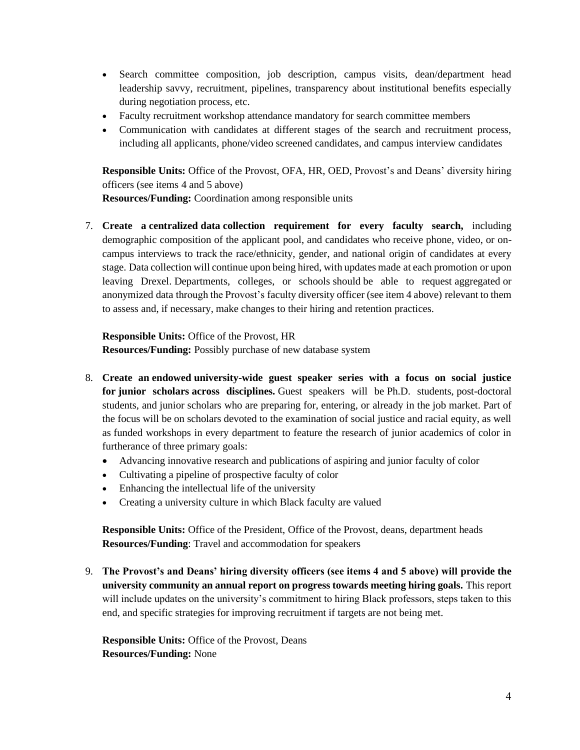- Search committee composition, job description, campus visits, dean/department head leadership savvy, recruitment, pipelines, transparency about institutional benefits especially during negotiation process, etc.
- Faculty recruitment workshop attendance mandatory for search committee members
- Communication with candidates at different stages of the search and recruitment process, including all applicants, phone/video screened candidates, and campus interview candidates

**Responsible Units:** Office of the Provost, OFA, HR, OED, Provost's and Deans' diversity hiring officers (see items 4 and 5 above)
**Resources/Funding:** Coordination among responsible units

7. **Create a centralized data collection requirement for every faculty search,** including demographic composition of the applicant pool, and candidates who receive phone, video, or on-campus interviews to track the race/ethnicity, gender, and national origin of candidates at every stage. Data collection will continue upon being hired, with updates made at each promotion or upon leaving Drexel. Departments, colleges, or schools should be able to request aggregated or anonymized data through the Provost's faculty diversity officer (see item 4 above) relevant to them to assess and, if necessary, make changes to their hiring and retention practices.

   **Responsible Units:** Office of the Provost, HR
   **Resources/Funding:** Possibly purchase of new database system

8. **Create an endowed university-wide guest speaker series with a focus on social justice for junior scholars across disciplines.** Guest speakers will be Ph.D. students, post-doctoral students, and junior scholars who are preparing for, entering, or already in the job market. Part of the focus will be on scholars devoted to the examination of social justice and racial equity, as well as funded workshops in every department to feature the research of junior academics of color in furtherance of three primary goals:
   - Advancing innovative research and publications of aspiring and junior faculty of color
   - Cultivating a pipeline of prospective faculty of color
   - Enhancing the intellectual life of the university
   - Creating a university culture in which Black faculty are valued

   **Responsible Units:** Office of the President, Office of the Provost, deans, department heads
   **Resources/Funding**: Travel and accommodation for speakers

9. **The Provost's and Deans' hiring diversity officers (see items 4 and 5 above) will provide the university community an annual report on progress towards meeting hiring goals.** This report will include updates on the university's commitment to hiring Black professors, steps taken to this end, and specific strategies for improving recruitment if targets are not being met.

   **Responsible Units:** Office of the Provost, Deans
   **Resources/Funding:** None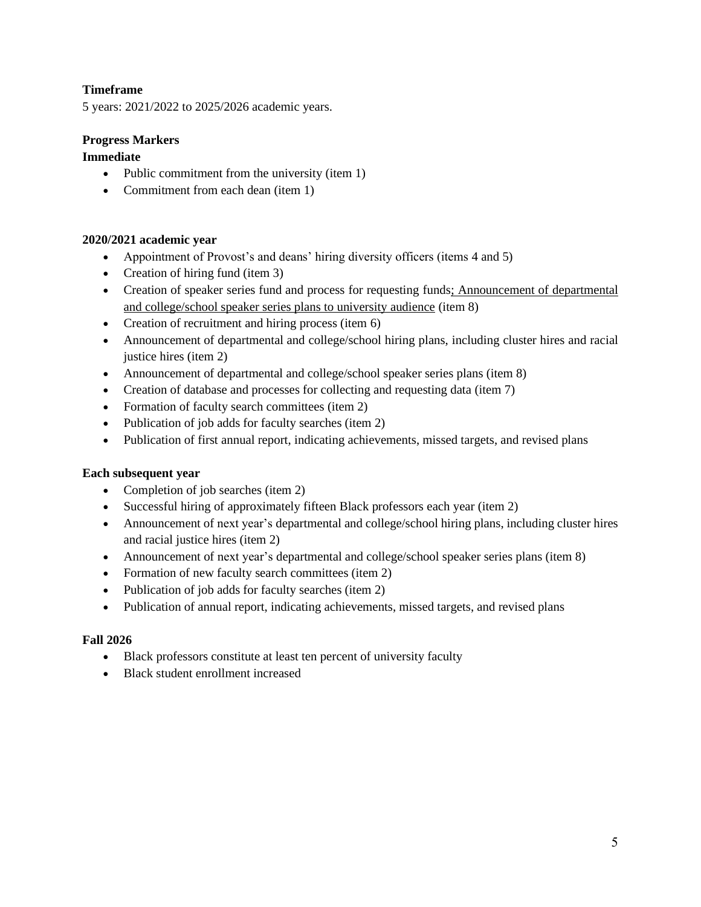**Timeframe**

5 years: 2021/2022 to 2025/2026 academic years.

**Progress Markers**

**Immediate**

- Public commitment from the university (item 1)
- Commitment from each dean (item 1)

**2020/2021 academic year**

- Appointment of Provost's and deans' hiring diversity officers (items 4 and 5)
- Creation of hiring fund (item 3)
- Creation of speaker series fund and process for requesting funds; Announcement of departmental and college/school speaker series plans to university audience (item 8)
- Creation of recruitment and hiring process (item 6)
- Announcement of departmental and college/school hiring plans, including cluster hires and racial justice hires (item 2)
- Announcement of departmental and college/school speaker series plans (item 8)
- Creation of database and processes for collecting and requesting data (item 7)
- Formation of faculty search committees (item 2)
- Publication of job adds for faculty searches (item 2)
- Publication of first annual report, indicating achievements, missed targets, and revised plans

**Each subsequent year**

- Completion of job searches (item 2)
- Successful hiring of approximately fifteen Black professors each year (item 2)
- Announcement of next year's departmental and college/school hiring plans, including cluster hires and racial justice hires (item 2)
- Announcement of next year's departmental and college/school speaker series plans (item 8)
- Formation of new faculty search committees (item 2)
- Publication of job adds for faculty searches (item 2)
- Publication of annual report, indicating achievements, missed targets, and revised plans

**Fall 2026**

- Black professors constitute at least ten percent of university faculty
- Black student enrollment increased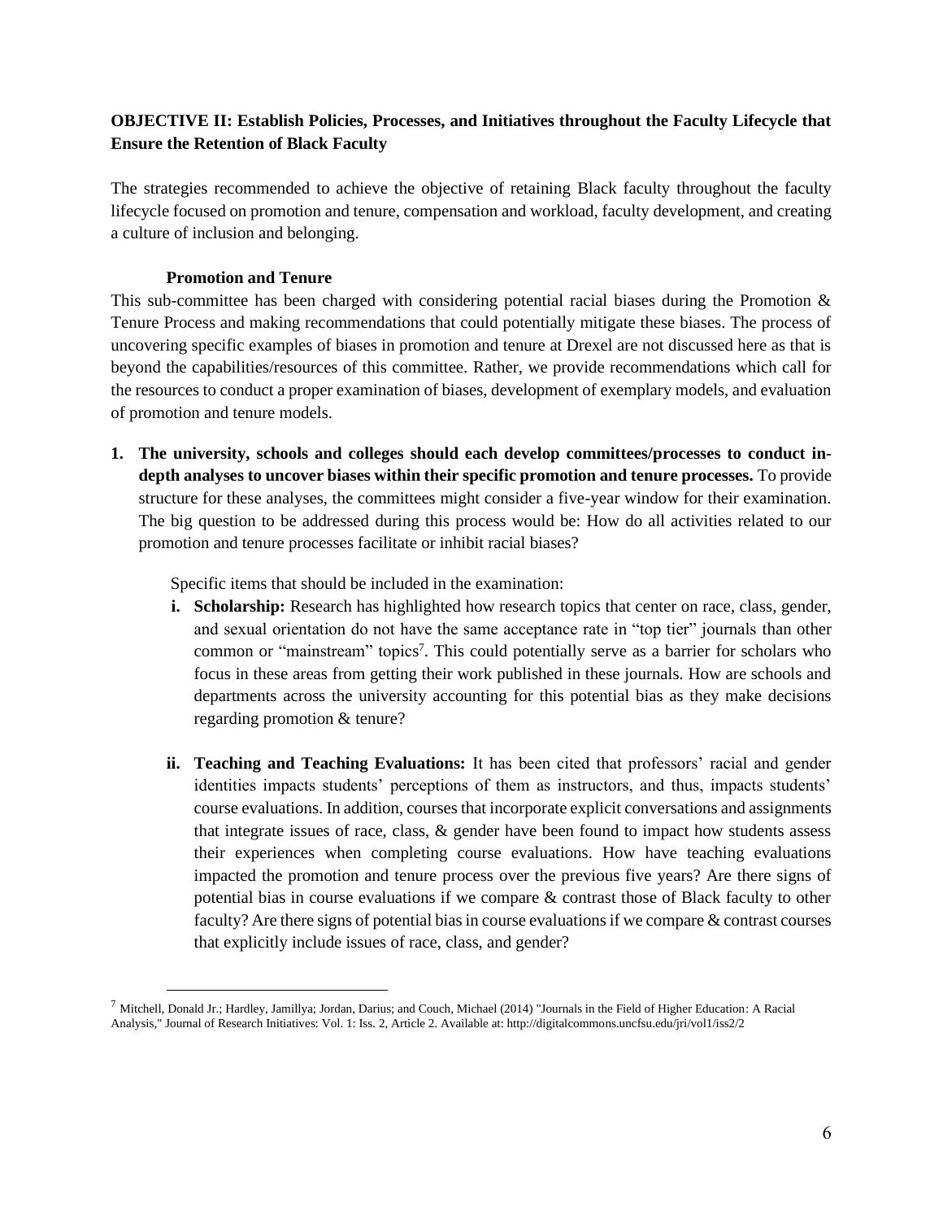**OBJECTIVE II: Establish Policies, Processes, and Initiatives throughout the Faculty Lifecycle that Ensure the Retention of Black Faculty**

The strategies recommended to achieve the objective of retaining Black faculty throughout the faculty lifecycle focused on promotion and tenure, compensation and workload, faculty development, and creating a culture of inclusion and belonging.

**Promotion and Tenure**

This sub-committee has been charged with considering potential racial biases during the Promotion & Tenure Process and making recommendations that could potentially mitigate these biases. The process of uncovering specific examples of biases in promotion and tenure at Drexel are not discussed here as that is beyond the capabilities/resources of this committee. Rather, we provide recommendations which call for the resources to conduct a proper examination of biases, development of exemplary models, and evaluation of promotion and tenure models.

1. **The university, schools and colleges should each develop committees/processes to conduct in-depth analyses to uncover biases within their specific promotion and tenure processes.** To provide structure for these analyses, the committees might consider a five-year window for their examination. The big question to be addressed during this process would be: How do all activities related to our promotion and tenure processes facilitate or inhibit racial biases?

   Specific items that should be included in the examination:

   i. **Scholarship:** Research has highlighted how research topics that center on race, class, gender, and sexual orientation do not have the same acceptance rate in "top tier" journals than other common or "mainstream" topics[7]. This could potentially serve as a barrier for scholars who focus in these areas from getting their work published in these journals. How are schools and departments across the university accounting for this potential bias as they make decisions regarding promotion & tenure?

   ii. **Teaching and Teaching Evaluations:** It has been cited that professors' racial and gender identities impacts students' perceptions of them as instructors, and thus, impacts students' course evaluations. In addition, courses that incorporate explicit conversations and assignments that integrate issues of race, class, & gender have been found to impact how students assess their experiences when completing course evaluations. How have teaching evaluations impacted the promotion and tenure process over the previous five years? Are there signs of potential bias in course evaluations if we compare & contrast those of Black faculty to other faculty? Are there signs of potential bias in course evaluations if we compare & contrast courses that explicitly include issues of race, class, and gender?

[7] Mitchell, Donald Jr.; Hardley, Jamillya; Jordan, Darius; and Couch, Michael (2014) "Journals in the Field of Higher Education: A Racial Analysis," Journal of Research Initiatives: Vol. 1: Iss. 2, Article 2. Available at: http://digitalcommons.uncfsu.edu/jri/vol1/iss2/2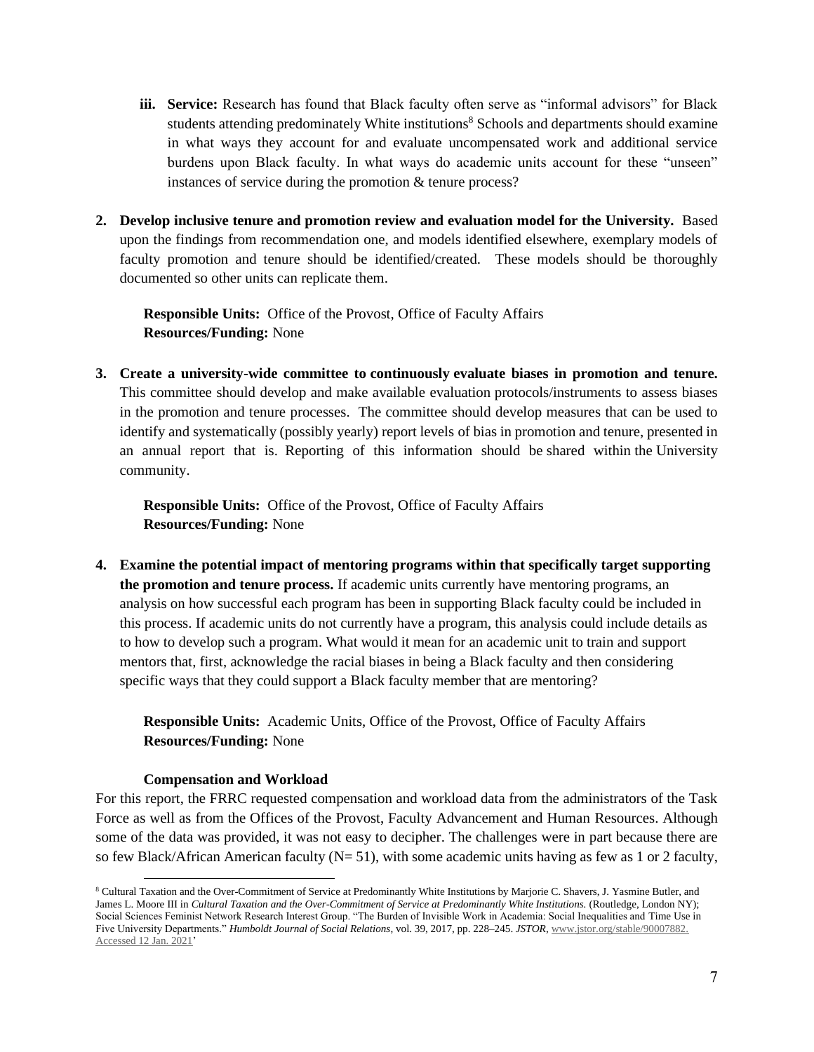iii. **Service:** Research has found that Black faculty often serve as "informal advisors" for Black students attending predominately White institutions[8] Schools and departments should examine in what ways they account for and evaluate uncompensated work and additional service burdens upon Black faculty. In what ways do academic units account for these "unseen" instances of service during the promotion & tenure process?

2. **Develop inclusive tenure and promotion review and evaluation model for the University.** Based upon the findings from recommendation one, and models identified elsewhere, exemplary models of faculty promotion and tenure should be identified/created. These models should be thoroughly documented so other units can replicate them.

   **Responsible Units:** Office of the Provost, Office of Faculty Affairs
   **Resources/Funding:** None

3. **Create a university-wide committee to continuously evaluate biases in promotion and tenure.** This committee should develop and make available evaluation protocols/instruments to assess biases in the promotion and tenure processes. The committee should develop measures that can be used to identify and systematically (possibly yearly) report levels of bias in promotion and tenure, presented in an annual report that is. Reporting of this information should be shared within the University community.

   **Responsible Units:** Office of the Provost, Office of Faculty Affairs
   **Resources/Funding:** None

4. **Examine the potential impact of mentoring programs within that specifically target supporting the promotion and tenure process.** If academic units currently have mentoring programs, an analysis on how successful each program has been in supporting Black faculty could be included in this process. If academic units do not currently have a program, this analysis could include details as to how to develop such a program. What would it mean for an academic unit to train and support mentors that, first, acknowledge the racial biases in being a Black faculty and then considering specific ways that they could support a Black faculty member that are mentoring?

   **Responsible Units:** Academic Units, Office of the Provost, Office of Faculty Affairs
   **Resources/Funding:** None

**Compensation and Workload**

For this report, the FRRC requested compensation and workload data from the administrators of the Task Force as well as from the Offices of the Provost, Faculty Advancement and Human Resources. Although some of the data was provided, it was not easy to decipher. The challenges were in part because there are so few Black/African American faculty (N= 51), with some academic units having as few as 1 or 2 faculty,

---

[8] Cultural Taxation and the Over-Commitment of Service at Predominantly White Institutions by Marjorie C. Shavers, J. Yasmine Butler, and James L. Moore III in *Cultural Taxation and the Over-Commitment of Service at Predominantly White Institutions.* (Routledge, London NY); Social Sciences Feminist Network Research Interest Group. "The Burden of Invisible Work in Academia: Social Inequalities and Time Use in Five University Departments." *Humboldt Journal of Social Relations*, vol. 39, 2017, pp. 228–245. *JSTOR*, www.jstor.org/stable/90007882. Accessed 12 Jan. 2021'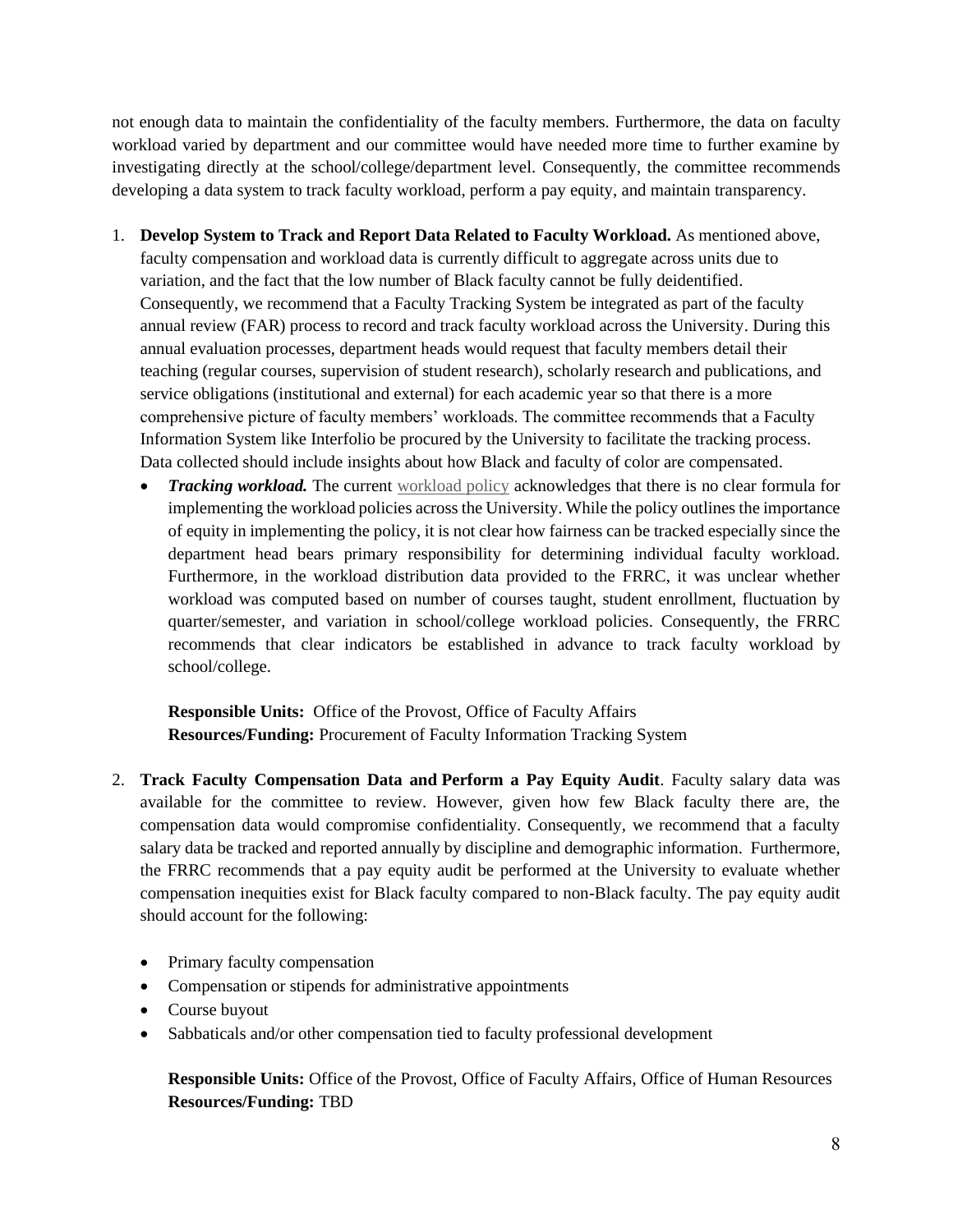not enough data to maintain the confidentiality of the faculty members. Furthermore, the data on faculty workload varied by department and our committee would have needed more time to further examine by investigating directly at the school/college/department level. Consequently, the committee recommends developing a data system to track faculty workload, perform a pay equity, and maintain transparency.

1. **Develop System to Track and Report Data Related to Faculty Workload.** As mentioned above, faculty compensation and workload data is currently difficult to aggregate across units due to variation, and the fact that the low number of Black faculty cannot be fully deidentified. Consequently, we recommend that a Faculty Tracking System be integrated as part of the faculty annual review (FAR) process to record and track faculty workload across the University. During this annual evaluation processes, department heads would request that faculty members detail their teaching (regular courses, supervision of student research), scholarly research and publications, and service obligations (institutional and external) for each academic year so that there is a more comprehensive picture of faculty members' workloads. The committee recommends that a Faculty Information System like Interfolio be procured by the University to facilitate the tracking process. Data collected should include insights about how Black and faculty of color are compensated.
   - ***Tracking workload.*** The current workload policy acknowledges that there is no clear formula for implementing the workload policies across the University. While the policy outlines the importance of equity in implementing the policy, it is not clear how fairness can be tracked especially since the department head bears primary responsibility for determining individual faculty workload. Furthermore, in the workload distribution data provided to the FRRC, it was unclear whether workload was computed based on number of courses taught, student enrollment, fluctuation by quarter/semester, and variation in school/college workload policies. Consequently, the FRRC recommends that clear indicators be established in advance to track faculty workload by school/college.

   **Responsible Units:** Office of the Provost, Office of Faculty Affairs
   **Resources/Funding:** Procurement of Faculty Information Tracking System

2. **Track Faculty Compensation Data and Perform a Pay Equity Audit**. Faculty salary data was available for the committee to review. However, given how few Black faculty there are, the compensation data would compromise confidentiality. Consequently, we recommend that a faculty salary data be tracked and reported annually by discipline and demographic information. Furthermore, the FRRC recommends that a pay equity audit be performed at the University to evaluate whether compensation inequities exist for Black faculty compared to non-Black faculty. The pay equity audit should account for the following:

   - Primary faculty compensation
   - Compensation or stipends for administrative appointments
   - Course buyout
   - Sabbaticals and/or other compensation tied to faculty professional development

   **Responsible Units:** Office of the Provost, Office of Faculty Affairs, Office of Human Resources
   **Resources/Funding:** TBD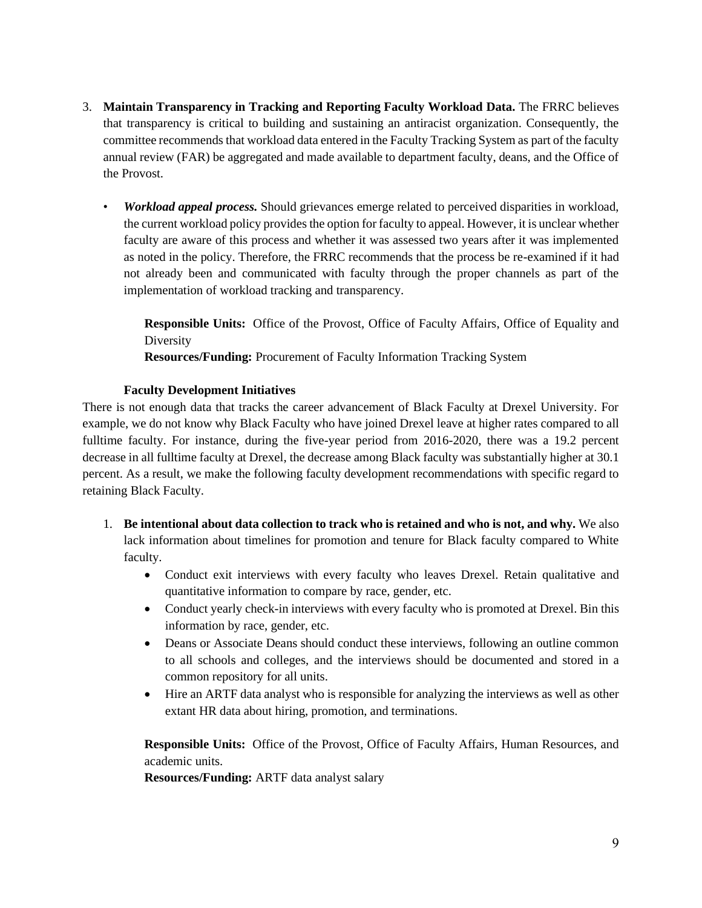3. **Maintain Transparency in Tracking and Reporting Faculty Workload Data.** The FRRC believes that transparency is critical to building and sustaining an antiracist organization. Consequently, the committee recommends that workload data entered in the Faculty Tracking System as part of the faculty annual review (FAR) be aggregated and made available to department faculty, deans, and the Office of the Provost.

   - ***Workload appeal process.*** Should grievances emerge related to perceived disparities in workload, the current workload policy provides the option for faculty to appeal. However, it is unclear whether faculty are aware of this process and whether it was assessed two years after it was implemented as noted in the policy. Therefore, the FRRC recommends that the process be re-examined if it had not already been and communicated with faculty through the proper channels as part of the implementation of workload tracking and transparency.

     **Responsible Units:** Office of the Provost, Office of Faculty Affairs, Office of Equality and Diversity
     **Resources/Funding:** Procurement of Faculty Information Tracking System

**Faculty Development Initiatives**

There is not enough data that tracks the career advancement of Black Faculty at Drexel University. For example, we do not know why Black Faculty who have joined Drexel leave at higher rates compared to all fulltime faculty. For instance, during the five-year period from 2016-2020, there was a 19.2 percent decrease in all fulltime faculty at Drexel, the decrease among Black faculty was substantially higher at 30.1 percent. As a result, we make the following faculty development recommendations with specific regard to retaining Black Faculty.

1. **Be intentional about data collection to track who is retained and who is not, and why.** We also lack information about timelines for promotion and tenure for Black faculty compared to White faculty.
   - Conduct exit interviews with every faculty who leaves Drexel. Retain qualitative and quantitative information to compare by race, gender, etc.
   - Conduct yearly check-in interviews with every faculty who is promoted at Drexel. Bin this information by race, gender, etc.
   - Deans or Associate Deans should conduct these interviews, following an outline common to all schools and colleges, and the interviews should be documented and stored in a common repository for all units.
   - Hire an ARTF data analyst who is responsible for analyzing the interviews as well as other extant HR data about hiring, promotion, and terminations.

   **Responsible Units:** Office of the Provost, Office of Faculty Affairs, Human Resources, and academic units.
   **Resources/Funding:** ARTF data analyst salary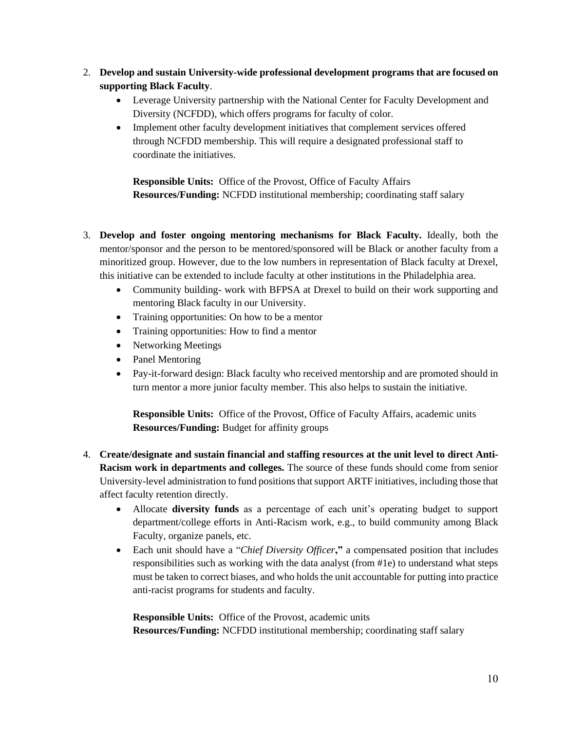2. **Develop and sustain University-wide professional development programs that are focused on supporting Black Faculty**.
   - Leverage University partnership with the National Center for Faculty Development and Diversity (NCFDD), which offers programs for faculty of color.
   - Implement other faculty development initiatives that complement services offered through NCFDD membership. This will require a designated professional staff to coordinate the initiatives.

   **Responsible Units:** Office of the Provost, Office of Faculty Affairs
   **Resources/Funding:** NCFDD institutional membership; coordinating staff salary

3. **Develop and foster ongoing mentoring mechanisms for Black Faculty.** Ideally, both the mentor/sponsor and the person to be mentored/sponsored will be Black or another faculty from a minoritized group. However, due to the low numbers in representation of Black faculty at Drexel, this initiative can be extended to include faculty at other institutions in the Philadelphia area.
   - Community building- work with BFPSA at Drexel to build on their work supporting and mentoring Black faculty in our University.
   - Training opportunities: On how to be a mentor
   - Training opportunities: How to find a mentor
   - Networking Meetings
   - Panel Mentoring
   - Pay-it-forward design: Black faculty who received mentorship and are promoted should in turn mentor a more junior faculty member. This also helps to sustain the initiative.

   **Responsible Units:** Office of the Provost, Office of Faculty Affairs, academic units
   **Resources/Funding:** Budget for affinity groups

4. **Create/designate and sustain financial and staffing resources at the unit level to direct Anti-Racism work in departments and colleges.** The source of these funds should come from senior University-level administration to fund positions that support ARTF initiatives, including those that affect faculty retention directly.
   - Allocate **diversity funds** as a percentage of each unit's operating budget to support department/college efforts in Anti-Racism work, e.g., to build community among Black Faculty, organize panels, etc.
   - Each unit should have a "*Chief Diversity Officer*," a compensated position that includes responsibilities such as working with the data analyst (from #1e) to understand what steps must be taken to correct biases, and who holds the unit accountable for putting into practice anti-racist programs for students and faculty.

   **Responsible Units:** Office of the Provost, academic units
   **Resources/Funding:** NCFDD institutional membership; coordinating staff salary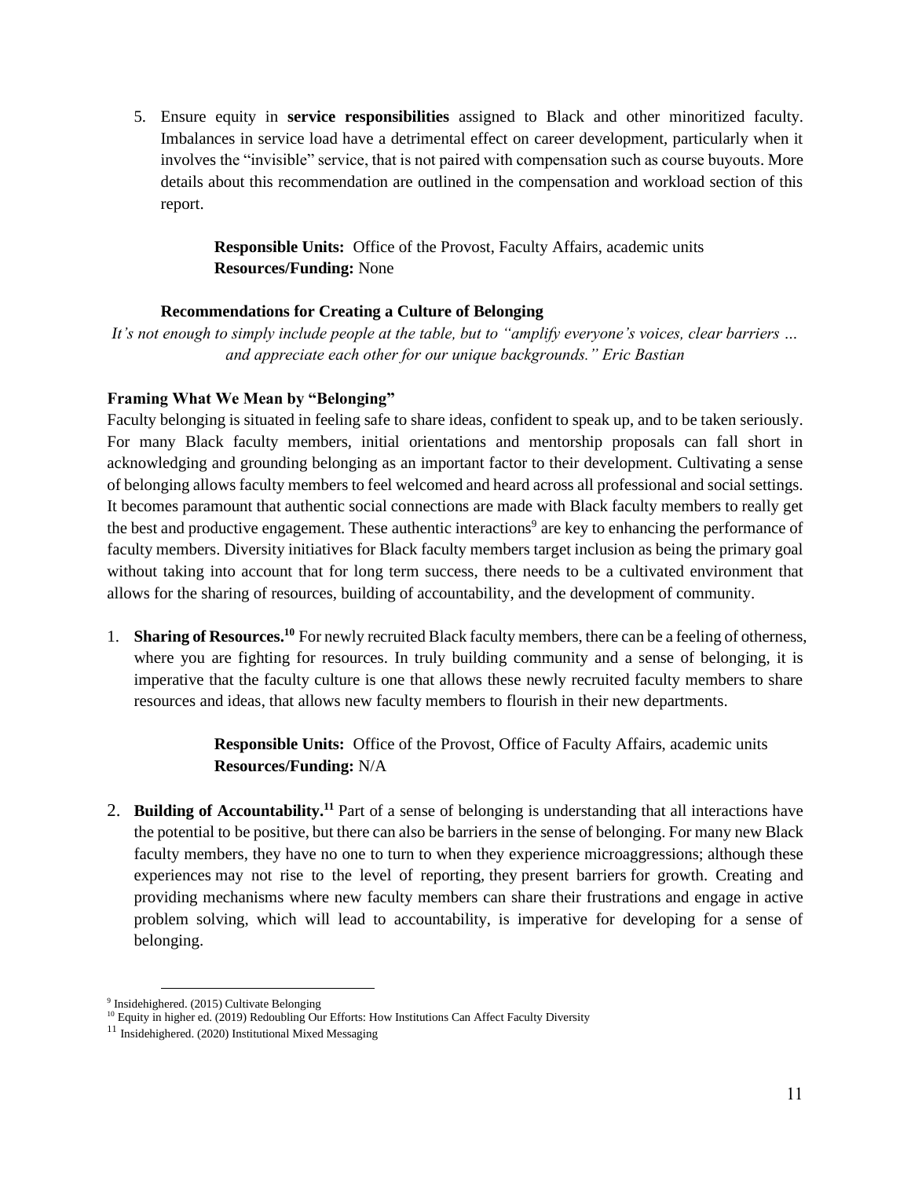5. Ensure equity in **service responsibilities** assigned to Black and other minoritized faculty. Imbalances in service load have a detrimental effect on career development, particularly when it involves the "invisible" service, that is not paired with compensation such as course buyouts. More details about this recommendation are outlined in the compensation and workload section of this report.

   **Responsible Units:** Office of the Provost, Faculty Affairs, academic units
   **Resources/Funding:** None

### Recommendations for Creating a Culture of Belonging

*It's not enough to simply include people at the table, but to "amplify everyone's voices, clear barriers … and appreciate each other for our unique backgrounds." Eric Bastian*

#### Framing What We Mean by "Belonging"

Faculty belonging is situated in feeling safe to share ideas, confident to speak up, and to be taken seriously. For many Black faculty members, initial orientations and mentorship proposals can fall short in acknowledging and grounding belonging as an important factor to their development. Cultivating a sense of belonging allows faculty members to feel welcomed and heard across all professional and social settings. It becomes paramount that authentic social connections are made with Black faculty members to really get the best and productive engagement. These authentic interactions[9] are key to enhancing the performance of faculty members. Diversity initiatives for Black faculty members target inclusion as being the primary goal without taking into account that for long term success, there needs to be a cultivated environment that allows for the sharing of resources, building of accountability, and the development of community.

1. **Sharing of Resources.[10]** For newly recruited Black faculty members, there can be a feeling of otherness, where you are fighting for resources. In truly building community and a sense of belonging, it is imperative that the faculty culture is one that allows these newly recruited faculty members to share resources and ideas, that allows new faculty members to flourish in their new departments.

   **Responsible Units:** Office of the Provost, Office of Faculty Affairs, academic units
   **Resources/Funding:** N/A

2. **Building of Accountability.[11]** Part of a sense of belonging is understanding that all interactions have the potential to be positive, but there can also be barriers in the sense of belonging. For many new Black faculty members, they have no one to turn to when they experience microaggressions; although these experiences may not rise to the level of reporting, they present barriers for growth. Creating and providing mechanisms where new faculty members can share their frustrations and engage in active problem solving, which will lead to accountability, is imperative for developing for a sense of belonging.

---

[9] Insidehighered. (2015) Cultivate Belonging

[10] Equity in higher ed. (2019) Redoubling Our Efforts: How Institutions Can Affect Faculty Diversity

[11] Insidehighered. (2020) Institutional Mixed Messaging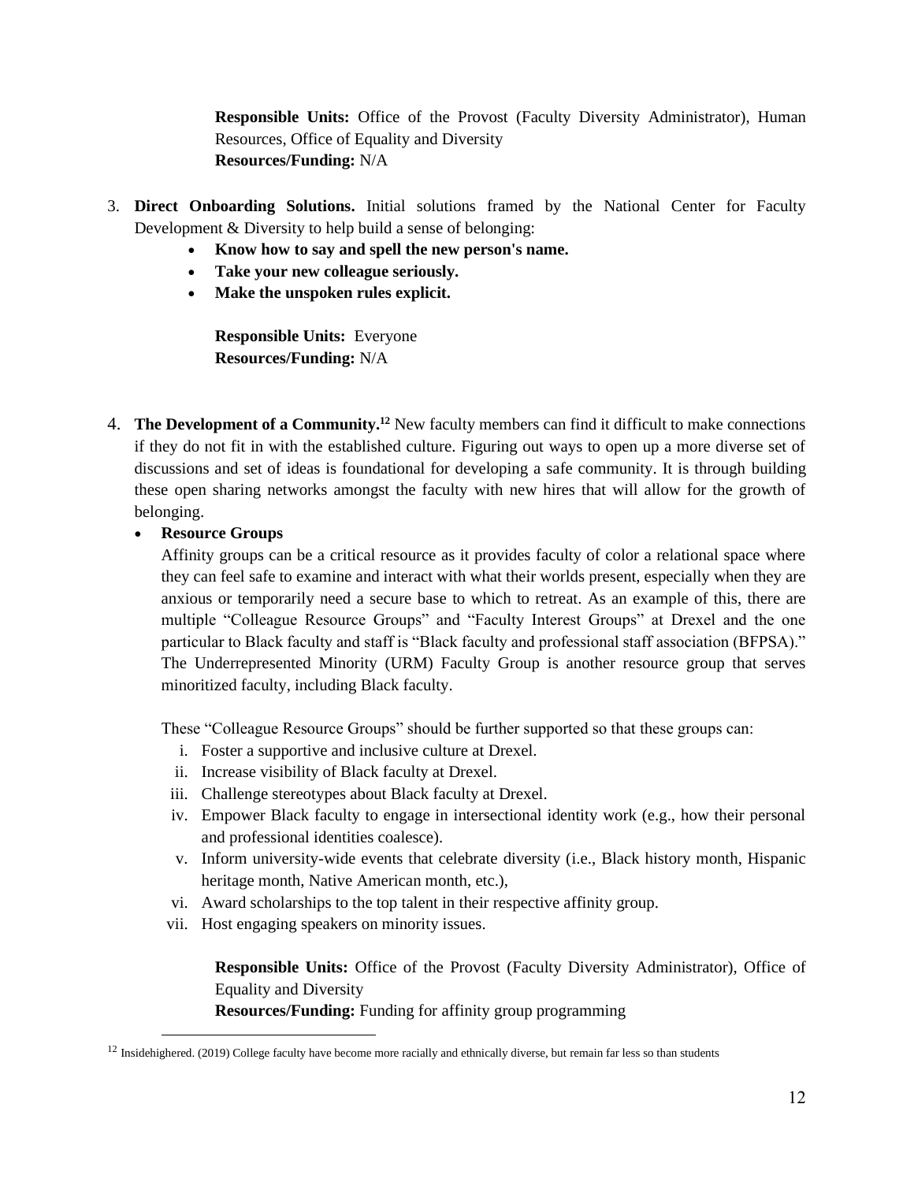**Responsible Units:** Office of the Provost (Faculty Diversity Administrator), Human Resources, Office of Equality and Diversity
**Resources/Funding:** N/A

3. **Direct Onboarding Solutions.** Initial solutions framed by the National Center for Faculty Development & Diversity to help build a sense of belonging:
   - **Know how to say and spell the new person's name.**
   - **Take your new colleague seriously.**
   - **Make the unspoken rules explicit.**

   **Responsible Units:** Everyone
   **Resources/Funding:** N/A

4. **The Development of a Community.**[12] New faculty members can find it difficult to make connections if they do not fit in with the established culture. Figuring out ways to open up a more diverse set of discussions and set of ideas is foundational for developing a safe community. It is through building these open sharing networks amongst the faculty with new hires that will allow for the growth of belonging.
   - **Resource Groups**
     Affinity groups can be a critical resource as it provides faculty of color a relational space where they can feel safe to examine and interact with what their worlds present, especially when they are anxious or temporarily need a secure base to which to retreat. As an example of this, there are multiple "Colleague Resource Groups" and "Faculty Interest Groups" at Drexel and the one particular to Black faculty and staff is "Black faculty and professional staff association (BFPSA)." The Underrepresented Minority (URM) Faculty Group is another resource group that serves minoritized faculty, including Black faculty.

     These "Colleague Resource Groups" should be further supported so that these groups can:
     i. Foster a supportive and inclusive culture at Drexel.
     ii. Increase visibility of Black faculty at Drexel.
     iii. Challenge stereotypes about Black faculty at Drexel.
     iv. Empower Black faculty to engage in intersectional identity work (e.g., how their personal and professional identities coalesce).
     v. Inform university-wide events that celebrate diversity (i.e., Black history month, Hispanic heritage month, Native American month, etc.),
     vi. Award scholarships to the top talent in their respective affinity group.
     vii. Host engaging speakers on minority issues.

   **Responsible Units:** Office of the Provost (Faculty Diversity Administrator), Office of Equality and Diversity
   **Resources/Funding:** Funding for affinity group programming

[12] Insidehighered. (2019) College faculty have become more racially and ethnically diverse, but remain far less so than students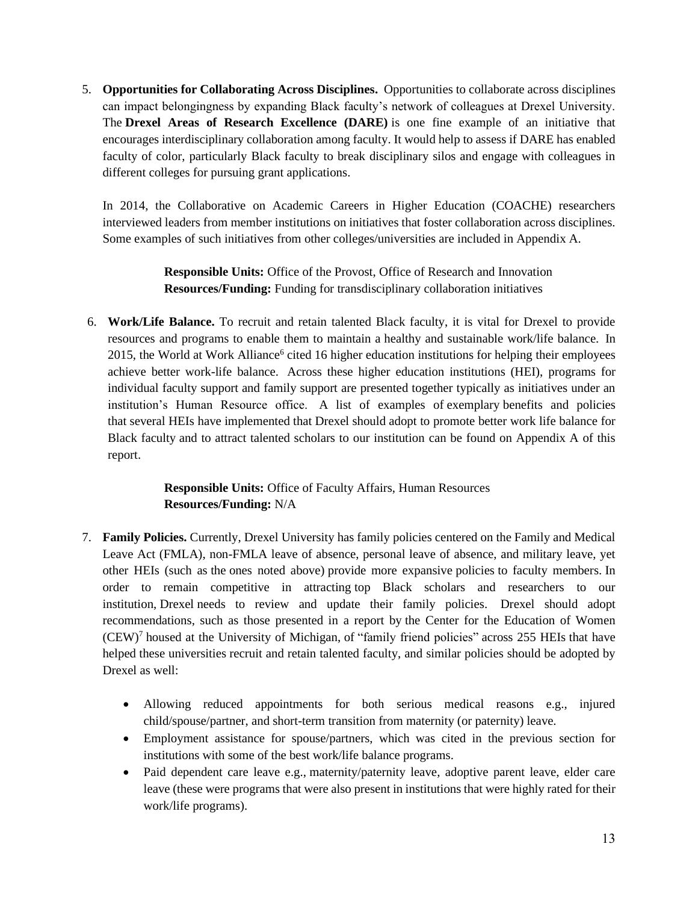5. **Opportunities for Collaborating Across Disciplines.** Opportunities to collaborate across disciplines can impact belongingness by expanding Black faculty's network of colleagues at Drexel University. The **Drexel Areas of Research Excellence (DARE)** is one fine example of an initiative that encourages interdisciplinary collaboration among faculty. It would help to assess if DARE has enabled faculty of color, particularly Black faculty to break disciplinary silos and engage with colleagues in different colleges for pursuing grant applications.

   In 2014, the Collaborative on Academic Careers in Higher Education (COACHE) researchers interviewed leaders from member institutions on initiatives that foster collaboration across disciplines. Some examples of such initiatives from other colleges/universities are included in Appendix A.

   **Responsible Units:** Office of the Provost, Office of Research and Innovation
   **Resources/Funding:** Funding for transdisciplinary collaboration initiatives

6. **Work/Life Balance.** To recruit and retain talented Black faculty, it is vital for Drexel to provide resources and programs to enable them to maintain a healthy and sustainable work/life balance. In 2015, the World at Work Alliance[6] cited 16 higher education institutions for helping their employees achieve better work-life balance. Across these higher education institutions (HEI), programs for individual faculty support and family support are presented together typically as initiatives under an institution's Human Resource office. A list of examples of exemplary benefits and policies that several HEIs have implemented that Drexel should adopt to promote better work life balance for Black faculty and to attract talented scholars to our institution can be found on Appendix A of this report.

   **Responsible Units:** Office of Faculty Affairs, Human Resources
   **Resources/Funding:** N/A

7. **Family Policies.** Currently, Drexel University has family policies centered on the Family and Medical Leave Act (FMLA), non-FMLA leave of absence, personal leave of absence, and military leave, yet other HEIs (such as the ones noted above) provide more expansive policies to faculty members. In order to remain competitive in attracting top Black scholars and researchers to our institution, Drexel needs to review and update their family policies. Drexel should adopt recommendations, such as those presented in a report by the Center for the Education of Women (CEW)[7] housed at the University of Michigan, of "family friend policies" across 255 HEIs that have helped these universities recruit and retain talented faculty, and similar policies should be adopted by Drexel as well:

   - Allowing reduced appointments for both serious medical reasons e.g., injured child/spouse/partner, and short-term transition from maternity (or paternity) leave.
   - Employment assistance for spouse/partners, which was cited in the previous section for institutions with some of the best work/life balance programs.
   - Paid dependent care leave e.g., maternity/paternity leave, adoptive parent leave, elder care leave (these were programs that were also present in institutions that were highly rated for their work/life programs).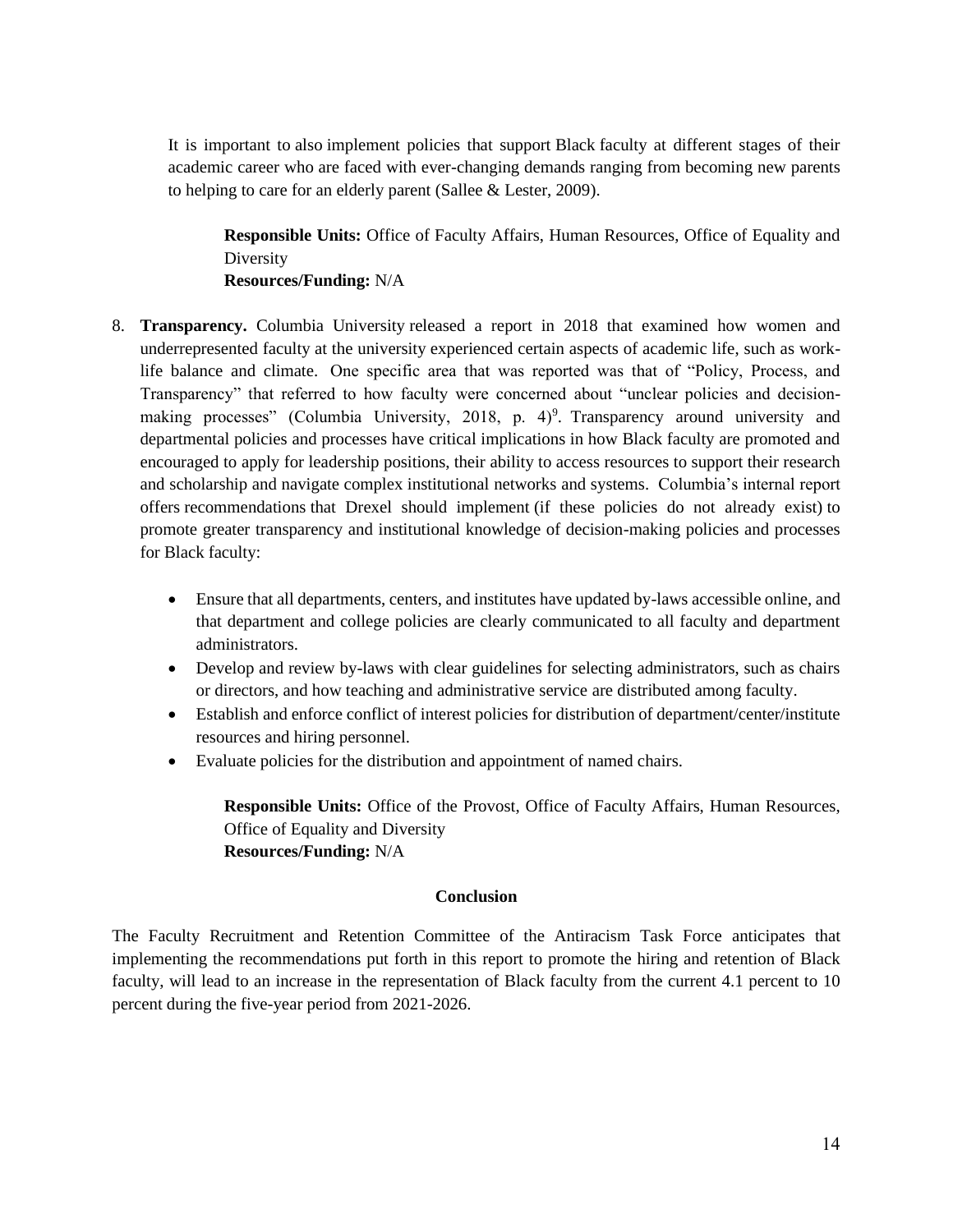It is important to also implement policies that support Black faculty at different stages of their academic career who are faced with ever-changing demands ranging from becoming new parents to helping to care for an elderly parent (Sallee & Lester, 2009).

> **Responsible Units:** Office of Faculty Affairs, Human Resources, Office of Equality and Diversity
> **Resources/Funding:** N/A

8. **Transparency.** Columbia University released a report in 2018 that examined how women and underrepresented faculty at the university experienced certain aspects of academic life, such as work-life balance and climate. One specific area that was reported was that of "Policy, Process, and Transparency" that referred to how faculty were concerned about "unclear policies and decision-making processes" (Columbia University, 2018, p. 4)[9]. Transparency around university and departmental policies and processes have critical implications in how Black faculty are promoted and encouraged to apply for leadership positions, their ability to access resources to support their research and scholarship and navigate complex institutional networks and systems. Columbia's internal report offers recommendations that Drexel should implement (if these policies do not already exist) to promote greater transparency and institutional knowledge of decision-making policies and processes for Black faculty:

   - Ensure that all departments, centers, and institutes have updated by-laws accessible online, and that department and college policies are clearly communicated to all faculty and department administrators.
   - Develop and review by-laws with clear guidelines for selecting administrators, such as chairs or directors, and how teaching and administrative service are distributed among faculty.
   - Establish and enforce conflict of interest policies for distribution of department/center/institute resources and hiring personnel.
   - Evaluate policies for the distribution and appointment of named chairs.

   > **Responsible Units:** Office of the Provost, Office of Faculty Affairs, Human Resources, Office of Equality and Diversity
   > **Resources/Funding:** N/A

## Conclusion

The Faculty Recruitment and Retention Committee of the Antiracism Task Force anticipates that implementing the recommendations put forth in this report to promote the hiring and retention of Black faculty, will lead to an increase in the representation of Black faculty from the current 4.1 percent to 10 percent during the five-year period from 2021-2026.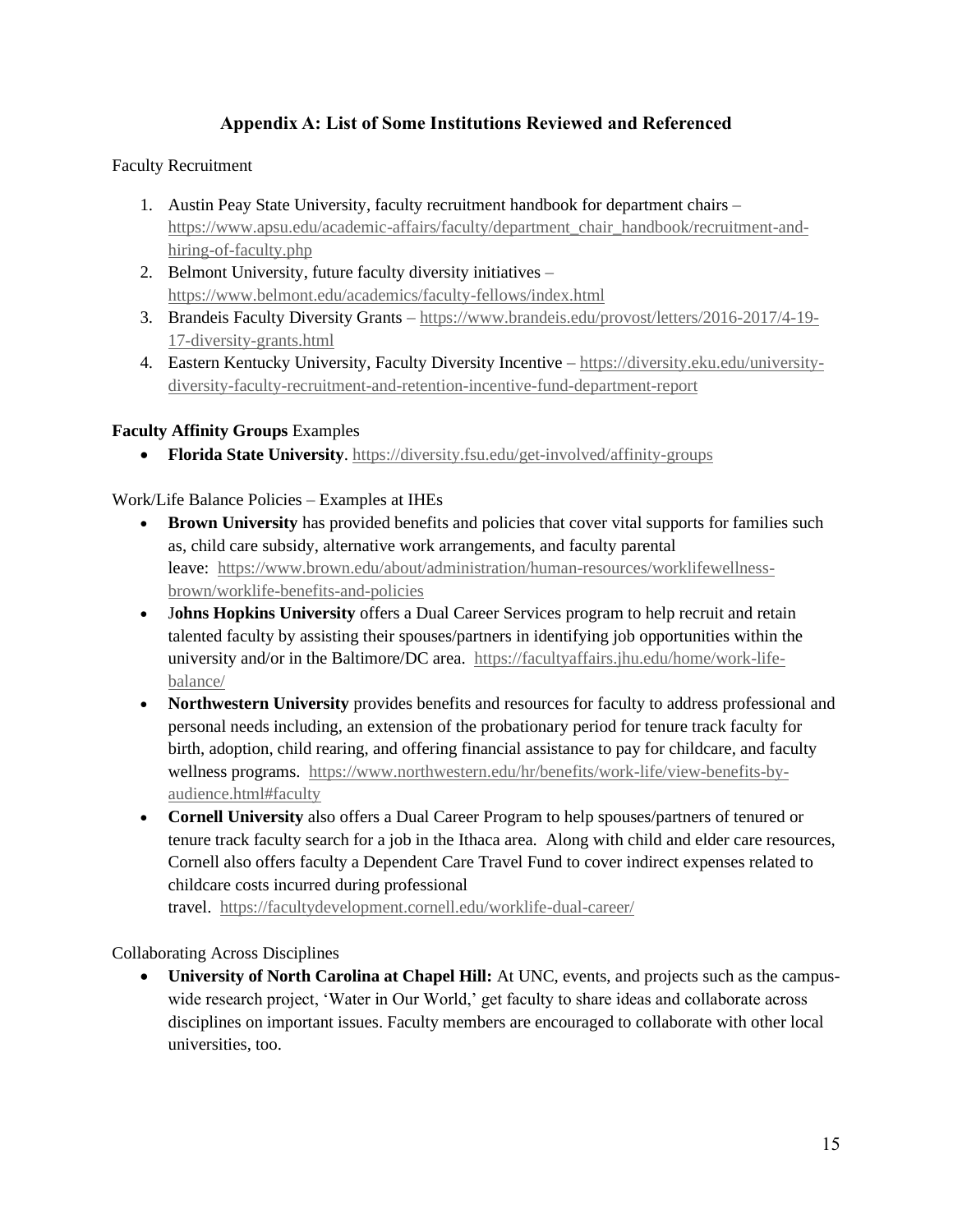## Appendix A: List of Some Institutions Reviewed and Referenced

Faculty Recruitment

1. Austin Peay State University, faculty recruitment handbook for department chairs – https://www.apsu.edu/academic-affairs/faculty/department_chair_handbook/recruitment-and-hiring-of-faculty.php
2. Belmont University, future faculty diversity initiatives – https://www.belmont.edu/academics/faculty-fellows/index.html
3. Brandeis Faculty Diversity Grants – https://www.brandeis.edu/provost/letters/2016-2017/4-19-17-diversity-grants.html
4. Eastern Kentucky University, Faculty Diversity Incentive – https://diversity.eku.edu/university-diversity-faculty-recruitment-and-retention-incentive-fund-department-report

**Faculty Affinity Groups** Examples

- **Florida State University**. https://diversity.fsu.edu/get-involved/affinity-groups

Work/Life Balance Policies – Examples at IHEs

- **Brown University** has provided benefits and policies that cover vital supports for families such as, child care subsidy, alternative work arrangements, and faculty parental leave: https://www.brown.edu/about/administration/human-resources/worklifewellness-brown/worklife-benefits-and-policies
- **Johns Hopkins University** offers a Dual Career Services program to help recruit and retain talented faculty by assisting their spouses/partners in identifying job opportunities within the university and/or in the Baltimore/DC area. https://facultyaffairs.jhu.edu/home/work-life-balance/
- **Northwestern University** provides benefits and resources for faculty to address professional and personal needs including, an extension of the probationary period for tenure track faculty for birth, adoption, child rearing, and offering financial assistance to pay for childcare, and faculty wellness programs. https://www.northwestern.edu/hr/benefits/work-life/view-benefits-by-audience.html#faculty
- **Cornell University** also offers a Dual Career Program to help spouses/partners of tenured or tenure track faculty search for a job in the Ithaca area. Along with child and elder care resources, Cornell also offers faculty a Dependent Care Travel Fund to cover indirect expenses related to childcare costs incurred during professional travel. https://facultydevelopment.cornell.edu/worklife-dual-career/

Collaborating Across Disciplines

- **University of North Carolina at Chapel Hill:** At UNC, events, and projects such as the campus-wide research project, 'Water in Our World,' get faculty to share ideas and collaborate across disciplines on important issues. Faculty members are encouraged to collaborate with other local universities, too.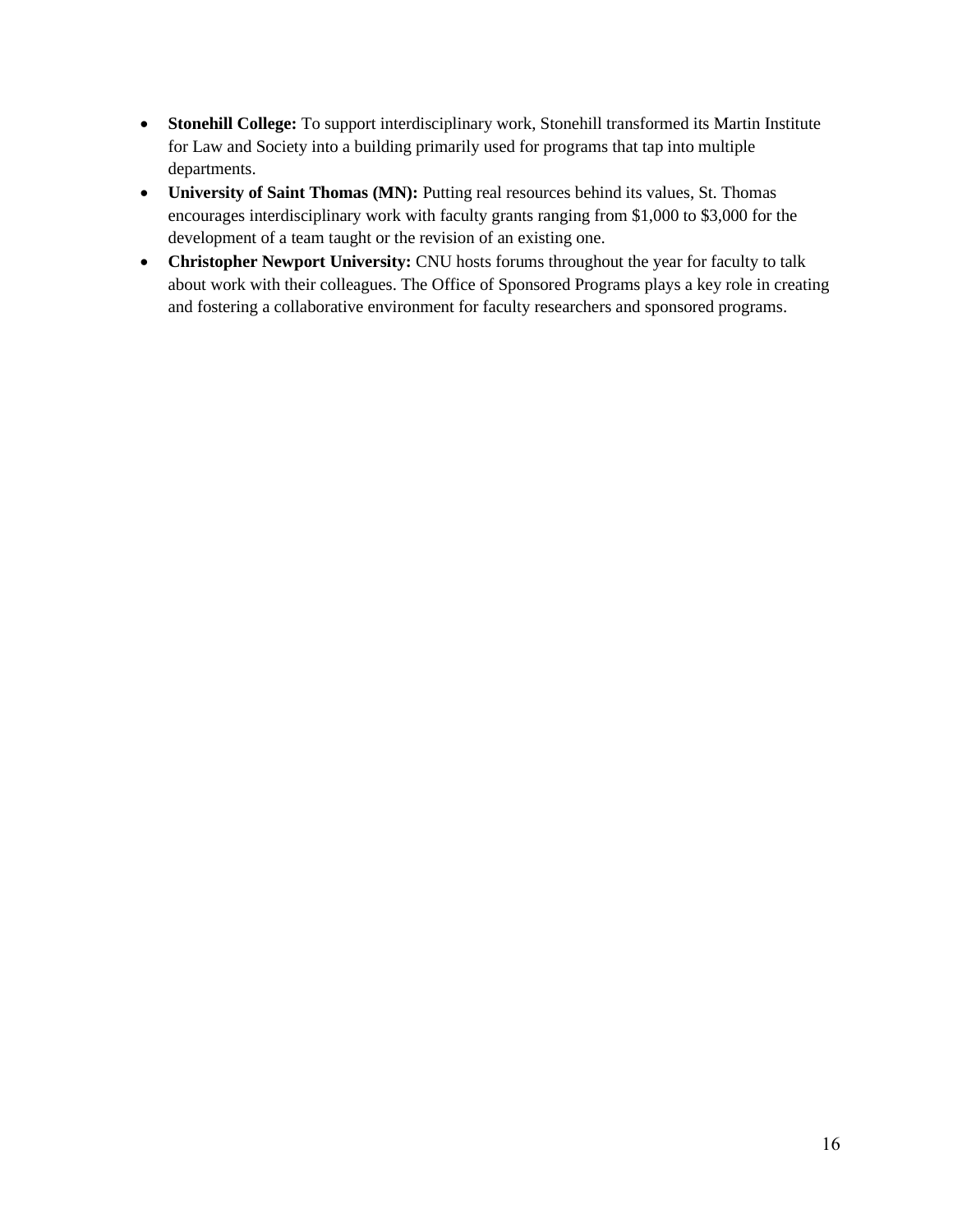- **Stonehill College:** To support interdisciplinary work, Stonehill transformed its Martin Institute for Law and Society into a building primarily used for programs that tap into multiple departments.
- **University of Saint Thomas (MN):** Putting real resources behind its values, St. Thomas encourages interdisciplinary work with faculty grants ranging from $1,000 to $3,000 for the development of a team taught or the revision of an existing one.
- **Christopher Newport University:** CNU hosts forums throughout the year for faculty to talk about work with their colleagues. The Office of Sponsored Programs plays a key role in creating and fostering a collaborative environment for faculty researchers and sponsored programs.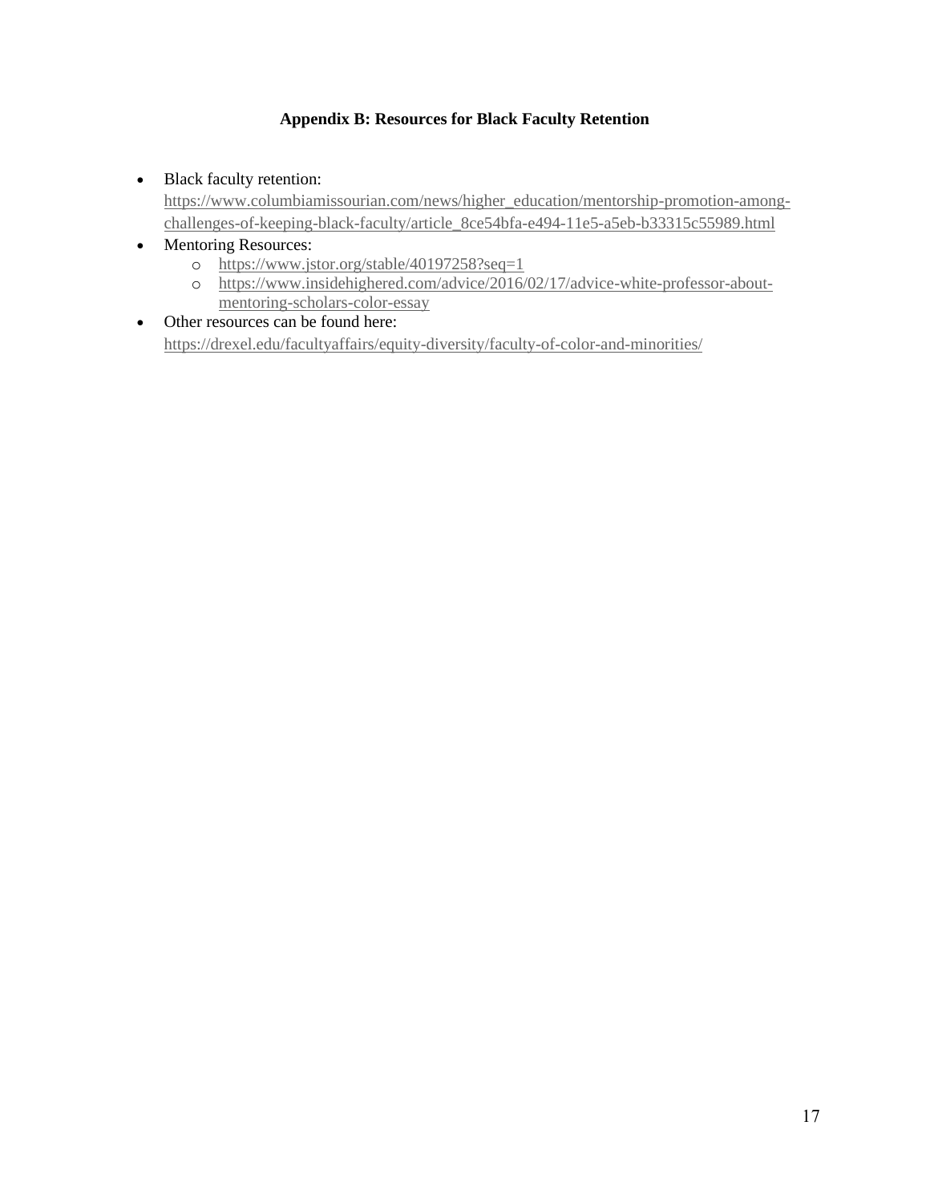**Appendix B: Resources for Black Faculty Retention**

- Black faculty retention: https://www.columbiamissourian.com/news/higher_education/mentorship-promotion-among-challenges-of-keeping-black-faculty/article_8ce54bfa-e494-11e5-a5eb-b33315c55989.html
- Mentoring Resources:
  - https://www.jstor.org/stable/40197258?seq=1
  - https://www.insidehighered.com/advice/2016/02/17/advice-white-professor-about-mentoring-scholars-color-essay
- Other resources can be found here: https://drexel.edu/facultyaffairs/equity-diversity/faculty-of-color-and-minorities/